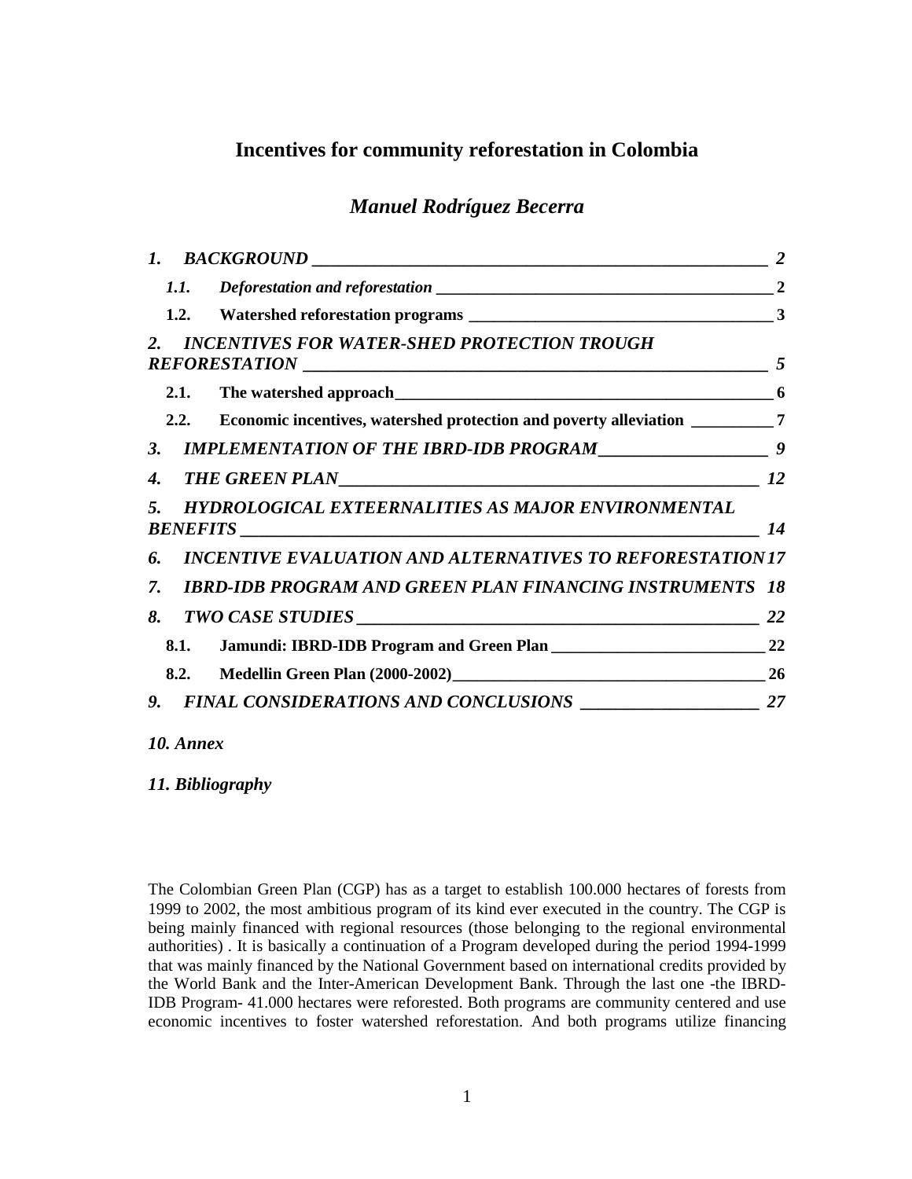# Incentives for community reforestation in Colombia

## *Manuel Rodríguez Becerra*

*1. BACKGROUND* 2

- *1.1. Deforestation and reforestation* 2
- **1.2. Watershed reforestation programs** 3

*2. INCENTIVES FOR WATER-SHED PROTECTION TROUGH REFORESTATION* 5

- **2.1. The watershed approach** 6
- **2.2. Economic incentives, watershed protection and poverty alleviation** 7

*3. IMPLEMENTATION OF THE IBRD-IDB PROGRAM* 9

*4. THE GREEN PLAN* 12

*5. HYDROLOGICAL EXTEERNALITIES AS MAJOR ENVIRONMENTAL BENEFITS* 14

*6. INCENTIVE EVALUATION AND ALTERNATIVES TO REFORESTATION* 17

*7. IBRD-IDB PROGRAM AND GREEN PLAN FINANCING INSTRUMENTS* 18

*8. TWO CASE STUDIES* 22

- **8.1. Jamundi: IBRD-IDB Program and Green Plan** 22
- **8.2. Medellin Green Plan (2000-2002)** 26

*9. FINAL CONSIDERATIONS AND CONCLUSIONS* 27

*10. Annex*

*11. Bibliography*

The Colombian Green Plan (CGP) has as a target to establish 100.000 hectares of forests from 1999 to 2002, the most ambitious program of its kind ever executed in the country. The CGP is being mainly financed with regional resources (those belonging to the regional environmental authorities) . It is basically a continuation of a Program developed during the period 1994-1999 that was mainly financed by the National Government based on international credits provided by the World Bank and the Inter-American Development Bank. Through the last one -the IBRD-IDB Program- 41.000 hectares were reforested. Both programs are community centered and use economic incentives to foster watershed reforestation. And both programs utilize financing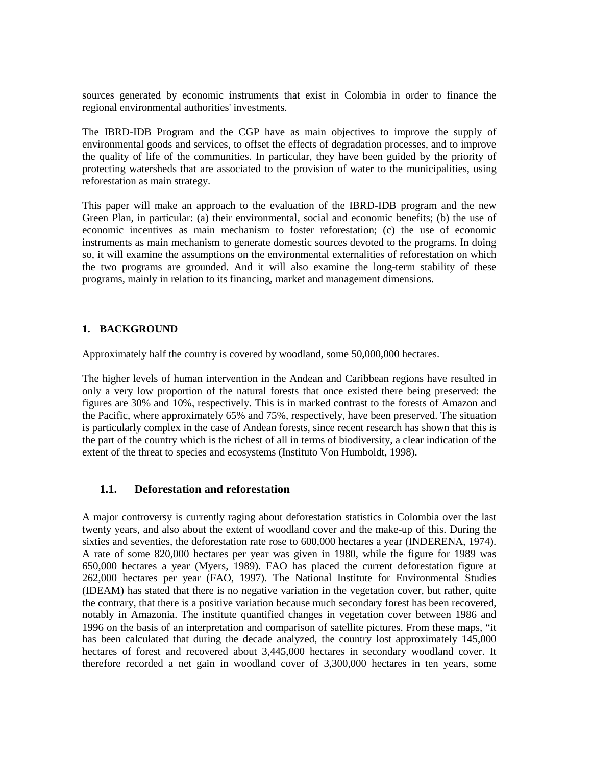sources generated by economic instruments that exist in Colombia in order to finance the regional environmental authorities' investments.

The IBRD-IDB Program and the CGP have as main objectives to improve the supply of environmental goods and services, to offset the effects of degradation processes, and to improve the quality of life of the communities. In particular, they have been guided by the priority of protecting watersheds that are associated to the provision of water to the municipalities, using reforestation as main strategy.

This paper will make an approach to the evaluation of the IBRD-IDB program and the new Green Plan, in particular: (a) their environmental, social and economic benefits; (b) the use of economic incentives as main mechanism to foster reforestation; (c) the use of economic instruments as main mechanism to generate domestic sources devoted to the programs. In doing so, it will examine the assumptions on the environmental externalities of reforestation on which the two programs are grounded. And it will also examine the long-term stability of these programs, mainly in relation to its financing, market and management dimensions.

## 1. BACKGROUND

Approximately half the country is covered by woodland, some 50,000,000 hectares.

The higher levels of human intervention in the Andean and Caribbean regions have resulted in only a very low proportion of the natural forests that once existed there being preserved: the figures are 30% and 10%, respectively. This is in marked contrast to the forests of Amazon and the Pacific, where approximately 65% and 75%, respectively, have been preserved. The situation is particularly complex in the case of Andean forests, since recent research has shown that this is the part of the country which is the richest of all in terms of biodiversity, a clear indication of the extent of the threat to species and ecosystems (Instituto Von Humboldt, 1998).

### 1.1. Deforestation and reforestation

A major controversy is currently raging about deforestation statistics in Colombia over the last twenty years, and also about the extent of woodland cover and the make-up of this. During the sixties and seventies, the deforestation rate rose to 600,000 hectares a year (INDERENA, 1974). A rate of some 820,000 hectares per year was given in 1980, while the figure for 1989 was 650,000 hectares a year (Myers, 1989). FAO has placed the current deforestation figure at 262,000 hectares per year (FAO, 1997). The National Institute for Environmental Studies (IDEAM) has stated that there is no negative variation in the vegetation cover, but rather, quite the contrary, that there is a positive variation because much secondary forest has been recovered, notably in Amazonia. The institute quantified changes in vegetation cover between 1986 and 1996 on the basis of an interpretation and comparison of satellite pictures. From these maps, "it has been calculated that during the decade analyzed, the country lost approximately 145,000 hectares of forest and recovered about 3,445,000 hectares in secondary woodland cover. It therefore recorded a net gain in woodland cover of 3,300,000 hectares in ten years, some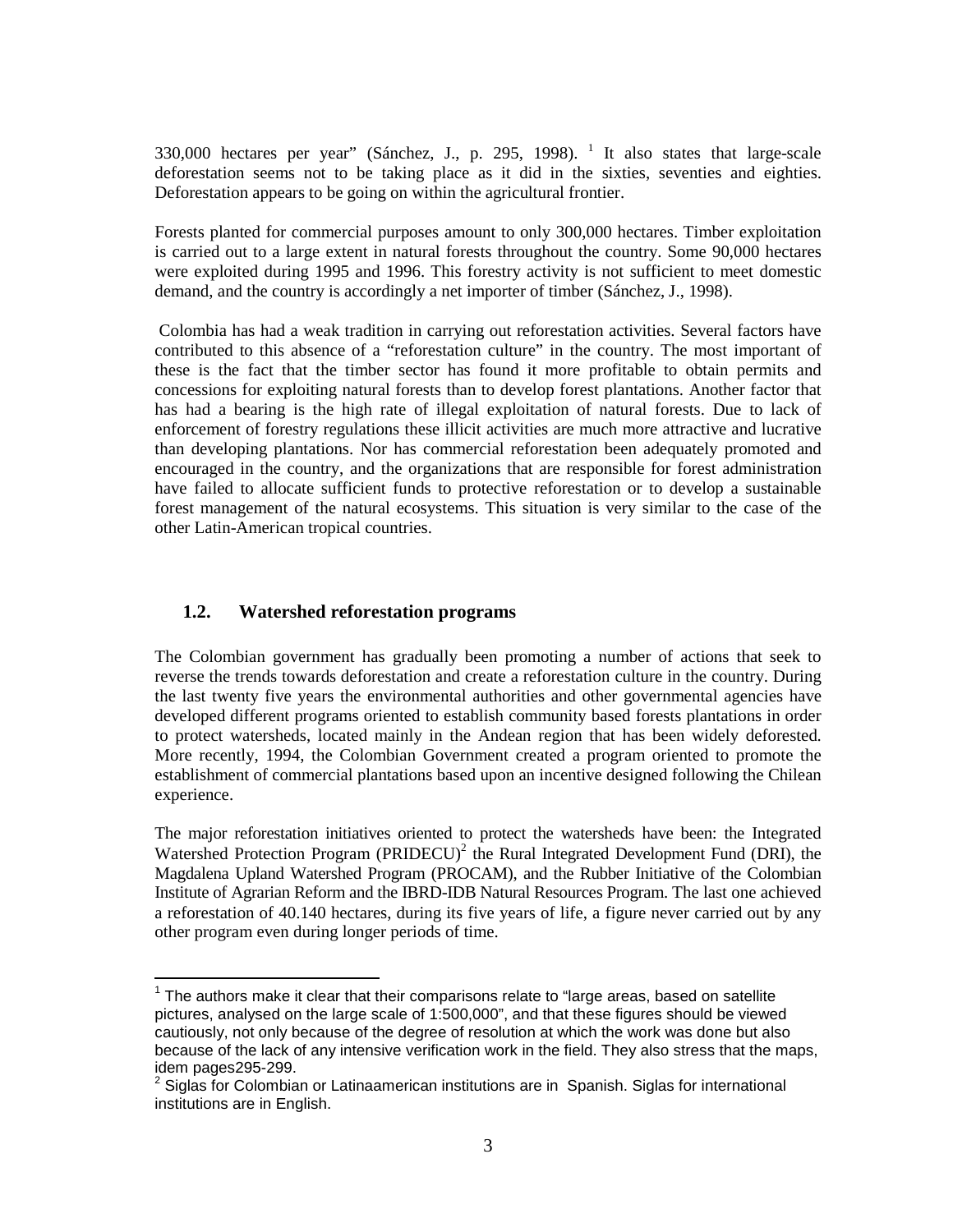330,000 hectares per year" (Sánchez, J., p. 295, 1998). [1] It also states that large-scale deforestation seems not to be taking place as it did in the sixties, seventies and eighties. Deforestation appears to be going on within the agricultural frontier.

Forests planted for commercial purposes amount to only 300,000 hectares. Timber exploitation is carried out to a large extent in natural forests throughout the country. Some 90,000 hectares were exploited during 1995 and 1996. This forestry activity is not sufficient to meet domestic demand, and the country is accordingly a net importer of timber (Sánchez, J., 1998).

Colombia has had a weak tradition in carrying out reforestation activities. Several factors have contributed to this absence of a "reforestation culture" in the country. The most important of these is the fact that the timber sector has found it more profitable to obtain permits and concessions for exploiting natural forests than to develop forest plantations. Another factor that has had a bearing is the high rate of illegal exploitation of natural forests. Due to lack of enforcement of forestry regulations these illicit activities are much more attractive and lucrative than developing plantations. Nor has commercial reforestation been adequately promoted and encouraged in the country, and the organizations that are responsible for forest administration have failed to allocate sufficient funds to protective reforestation or to develop a sustainable forest management of the natural ecosystems. This situation is very similar to the case of the other Latin-American tropical countries.

## 1.2. Watershed reforestation programs

The Colombian government has gradually been promoting a number of actions that seek to reverse the trends towards deforestation and create a reforestation culture in the country. During the last twenty five years the environmental authorities and other governmental agencies have developed different programs oriented to establish community based forests plantations in order to protect watersheds, located mainly in the Andean region that has been widely deforested. More recently, 1994, the Colombian Government created a program oriented to promote the establishment of commercial plantations based upon an incentive designed following the Chilean experience.

The major reforestation initiatives oriented to protect the watersheds have been: the Integrated Watershed Protection Program (PRIDECU)[2] the Rural Integrated Development Fund (DRI), the Magdalena Upland Watershed Program (PROCAM), and the Rubber Initiative of the Colombian Institute of Agrarian Reform and the IBRD-IDB Natural Resources Program. The last one achieved a reforestation of 40.140 hectares, during its five years of life, a figure never carried out by any other program even during longer periods of time.

---

[1] The authors make it clear that their comparisons relate to "large areas, based on satellite pictures, analysed on the large scale of 1:500,000", and that these figures should be viewed cautiously, not only because of the degree of resolution at which the work was done but also because of the lack of any intensive verification work in the field. They also stress that the maps, idem pages295-299.

[2] Siglas for Colombian or Latinaamerican institutions are in Spanish. Siglas for international institutions are in English.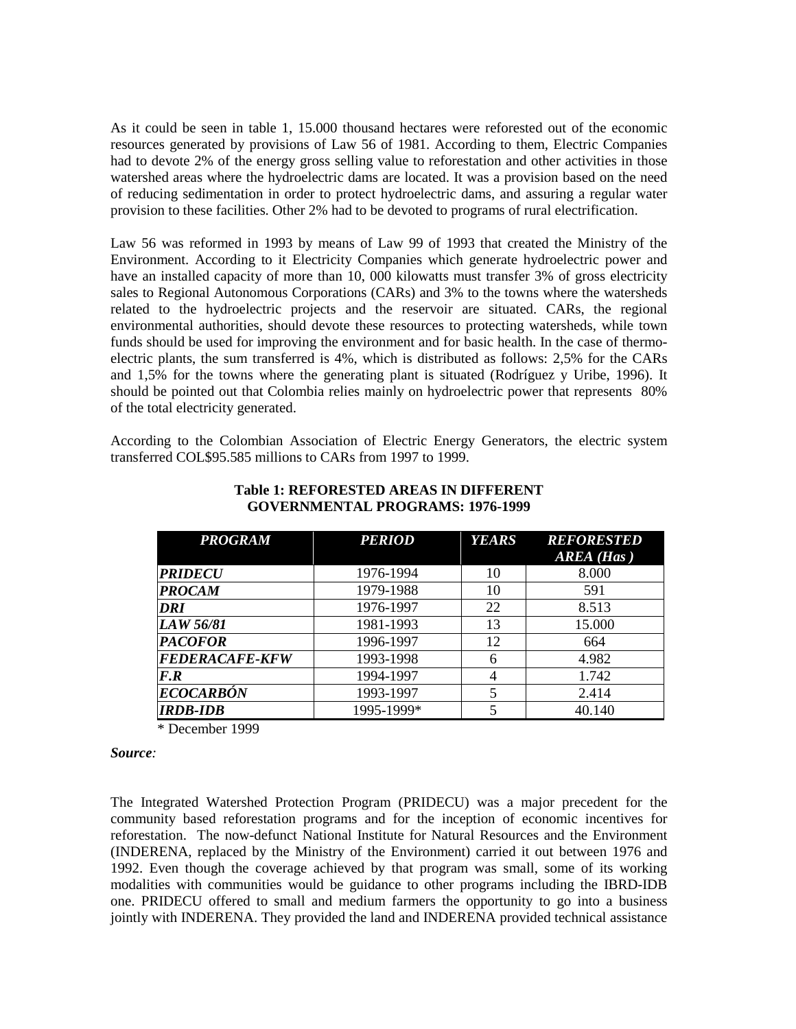As it could be seen in table 1, 15.000 thousand hectares were reforested out of the economic resources generated by provisions of Law 56 of 1981. According to them, Electric Companies had to devote 2% of the energy gross selling value to reforestation and other activities in those watershed areas where the hydroelectric dams are located. It was a provision based on the need of reducing sedimentation in order to protect hydroelectric dams, and assuring a regular water provision to these facilities. Other 2% had to be devoted to programs of rural electrification.

Law 56 was reformed in 1993 by means of Law 99 of 1993 that created the Ministry of the Environment. According to it Electricity Companies which generate hydroelectric power and have an installed capacity of more than 10, 000 kilowatts must transfer 3% of gross electricity sales to Regional Autonomous Corporations (CARs) and 3% to the towns where the watersheds related to the hydroelectric projects and the reservoir are situated. CARs, the regional environmental authorities, should devote these resources to protecting watersheds, while town funds should be used for improving the environment and for basic health. In the case of thermo-electric plants, the sum transferred is 4%, which is distributed as follows: 2,5% for the CARs and 1,5% for the towns where the generating plant is situated (Rodríguez y Uribe, 1996). It should be pointed out that Colombia relies mainly on hydroelectric power that represents 80% of the total electricity generated.

According to the Colombian Association of Electric Energy Generators, the electric system transferred COL$95.585 millions to CARs from 1997 to 1999.

**Table 1: REFORESTED AREAS IN DIFFERENT GOVERNMENTAL PROGRAMS: 1976-1999**

| *PROGRAM* | *PERIOD* | *YEARS* | *REFORESTED AREA (Has )* |
|---|---|---|---|
| ***PRIDECU*** | 1976-1994 | 10 | 8.000 |
| ***PROCAM*** | 1979-1988 | 10 | 591 |
| ***DRI*** | 1976-1997 | 22 | 8.513 |
| ***LAW 56/81*** | 1981-1993 | 13 | 15.000 |
| ***PACOFOR*** | 1996-1997 | 12 | 664 |
| ***FEDERACAFE-KFW*** | 1993-1998 | 6 | 4.982 |
| ***F.R*** | 1994-1997 | 4 | 1.742 |
| ***ECOCARBÓN*** | 1993-1997 | 5 | 2.414 |
| ***IRDB-IDB*** | 1995-1999* | 5 | 40.140 |

\* December 1999

***Source:***

The Integrated Watershed Protection Program (PRIDECU) was a major precedent for the community based reforestation programs and for the inception of economic incentives for reforestation. The now-defunct National Institute for Natural Resources and the Environment (INDERENA, replaced by the Ministry of the Environment) carried it out between 1976 and 1992. Even though the coverage achieved by that program was small, some of its working modalities with communities would be guidance to other programs including the IBRD-IDB one. PRIDECU offered to small and medium farmers the opportunity to go into a business jointly with INDERENA. They provided the land and INDERENA provided technical assistance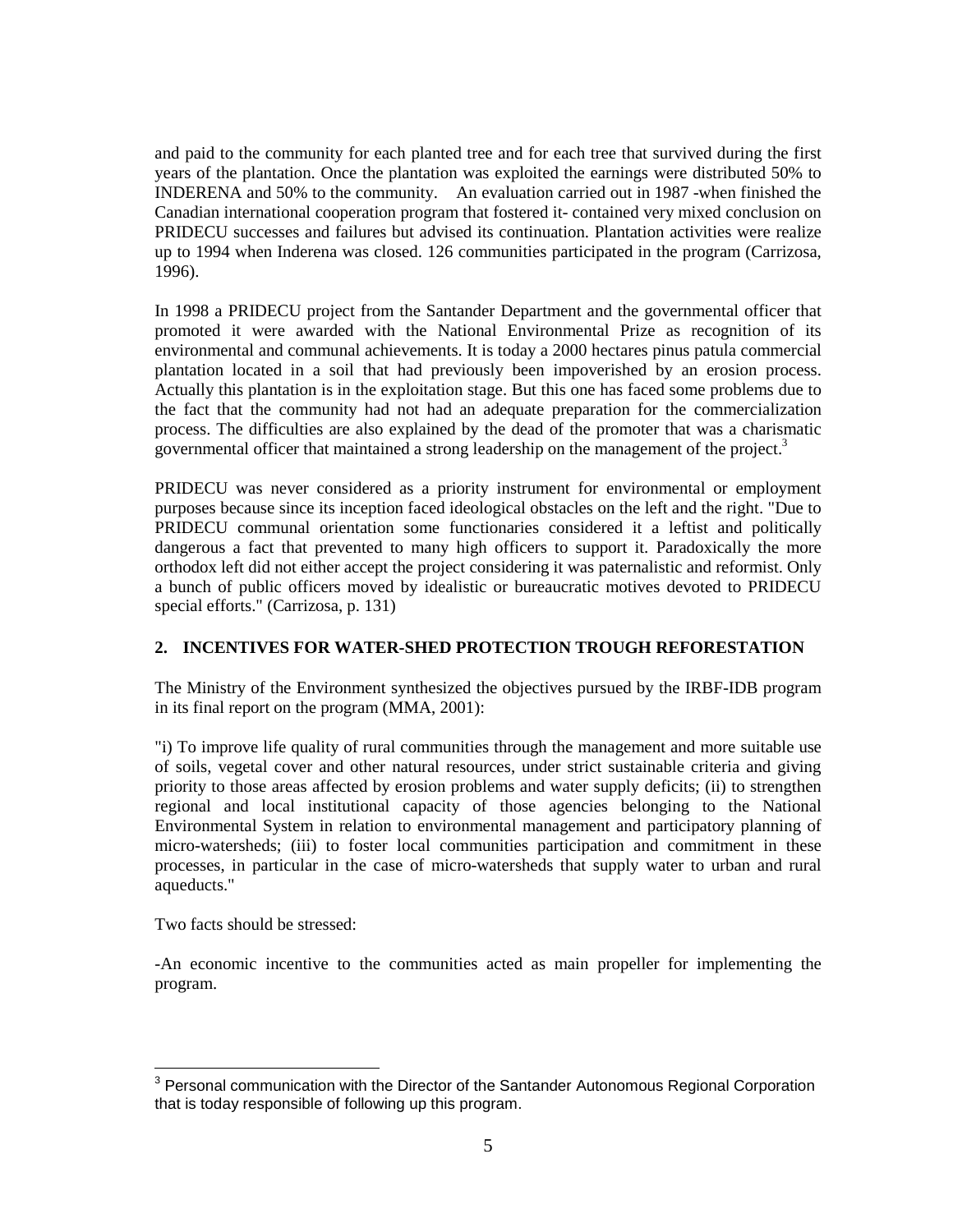and paid to the community for each planted tree and for each tree that survived during the first years of the plantation. Once the plantation was exploited the earnings were distributed 50% to INDERENA and 50% to the community. An evaluation carried out in 1987 -when finished the Canadian international cooperation program that fostered it- contained very mixed conclusion on PRIDECU successes and failures but advised its continuation. Plantation activities were realize up to 1994 when Inderena was closed. 126 communities participated in the program (Carrizosa, 1996).

In 1998 a PRIDECU project from the Santander Department and the governmental officer that promoted it were awarded with the National Environmental Prize as recognition of its environmental and communal achievements. It is today a 2000 hectares pinus patula commercial plantation located in a soil that had previously been impoverished by an erosion process. Actually this plantation is in the exploitation stage. But this one has faced some problems due to the fact that the community had not had an adequate preparation for the commercialization process. The difficulties are also explained by the dead of the promoter that was a charismatic governmental officer that maintained a strong leadership on the management of the project.[3]

PRIDECU was never considered as a priority instrument for environmental or employment purposes because since its inception faced ideological obstacles on the left and the right. "Due to PRIDECU communal orientation some functionaries considered it a leftist and politically dangerous a fact that prevented to many high officers to support it. Paradoxically the more orthodox left did not either accept the project considering it was paternalistic and reformist. Only a bunch of public officers moved by idealistic or bureaucratic motives devoted to PRIDECU special efforts." (Carrizosa, p. 131)

## 2. INCENTIVES FOR WATER-SHED PROTECTION TROUGH REFORESTATION

The Ministry of the Environment synthesized the objectives pursued by the IRBF-IDB program in its final report on the program (MMA, 2001):

"i) To improve life quality of rural communities through the management and more suitable use of soils, vegetal cover and other natural resources, under strict sustainable criteria and giving priority to those areas affected by erosion problems and water supply deficits; (ii) to strengthen regional and local institutional capacity of those agencies belonging to the National Environmental System in relation to environmental management and participatory planning of micro-watersheds; (iii) to foster local communities participation and commitment in these processes, in particular in the case of micro-watersheds that supply water to urban and rural aqueducts."

Two facts should be stressed:

-An economic incentive to the communities acted as main propeller for implementing the program.

---

[3] Personal communication with the Director of the Santander Autonomous Regional Corporation that is today responsible of following up this program.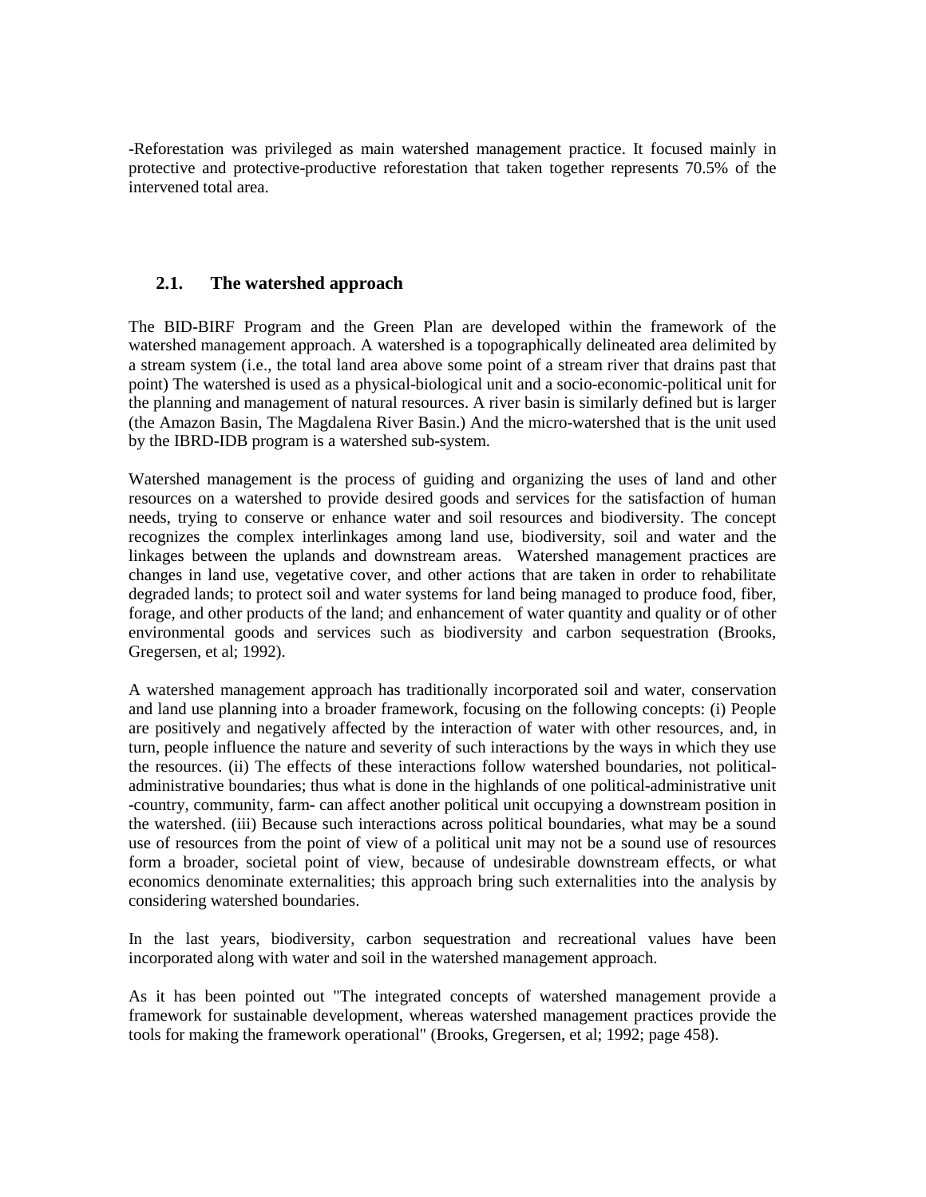-Reforestation was privileged as main watershed management practice. It focused mainly in protective and protective-productive reforestation that taken together represents 70.5% of the intervened total area.

## 2.1. The watershed approach

The BID-BIRF Program and the Green Plan are developed within the framework of the watershed management approach. A watershed is a topographically delineated area delimited by a stream system (i.e., the total land area above some point of a stream river that drains past that point) The watershed is used as a physical-biological unit and a socio-economic-political unit for the planning and management of natural resources. A river basin is similarly defined but is larger (the Amazon Basin, The Magdalena River Basin.) And the micro-watershed that is the unit used by the IBRD-IDB program is a watershed sub-system.

Watershed management is the process of guiding and organizing the uses of land and other resources on a watershed to provide desired goods and services for the satisfaction of human needs, trying to conserve or enhance water and soil resources and biodiversity. The concept recognizes the complex interlinkages among land use, biodiversity, soil and water and the linkages between the uplands and downstream areas. Watershed management practices are changes in land use, vegetative cover, and other actions that are taken in order to rehabilitate degraded lands; to protect soil and water systems for land being managed to produce food, fiber, forage, and other products of the land; and enhancement of water quantity and quality or of other environmental goods and services such as biodiversity and carbon sequestration (Brooks, Gregersen, et al; 1992).

A watershed management approach has traditionally incorporated soil and water, conservation and land use planning into a broader framework, focusing on the following concepts: (i) People are positively and negatively affected by the interaction of water with other resources, and, in turn, people influence the nature and severity of such interactions by the ways in which they use the resources. (ii) The effects of these interactions follow watershed boundaries, not political-administrative boundaries; thus what is done in the highlands of one political-administrative unit -country, community, farm- can affect another political unit occupying a downstream position in the watershed. (iii) Because such interactions across political boundaries, what may be a sound use of resources from the point of view of a political unit may not be a sound use of resources form a broader, societal point of view, because of undesirable downstream effects, or what economics denominate externalities; this approach bring such externalities into the analysis by considering watershed boundaries.

In the last years, biodiversity, carbon sequestration and recreational values have been incorporated along with water and soil in the watershed management approach.

As it has been pointed out "The integrated concepts of watershed management provide a framework for sustainable development, whereas watershed management practices provide the tools for making the framework operational" (Brooks, Gregersen, et al; 1992; page 458).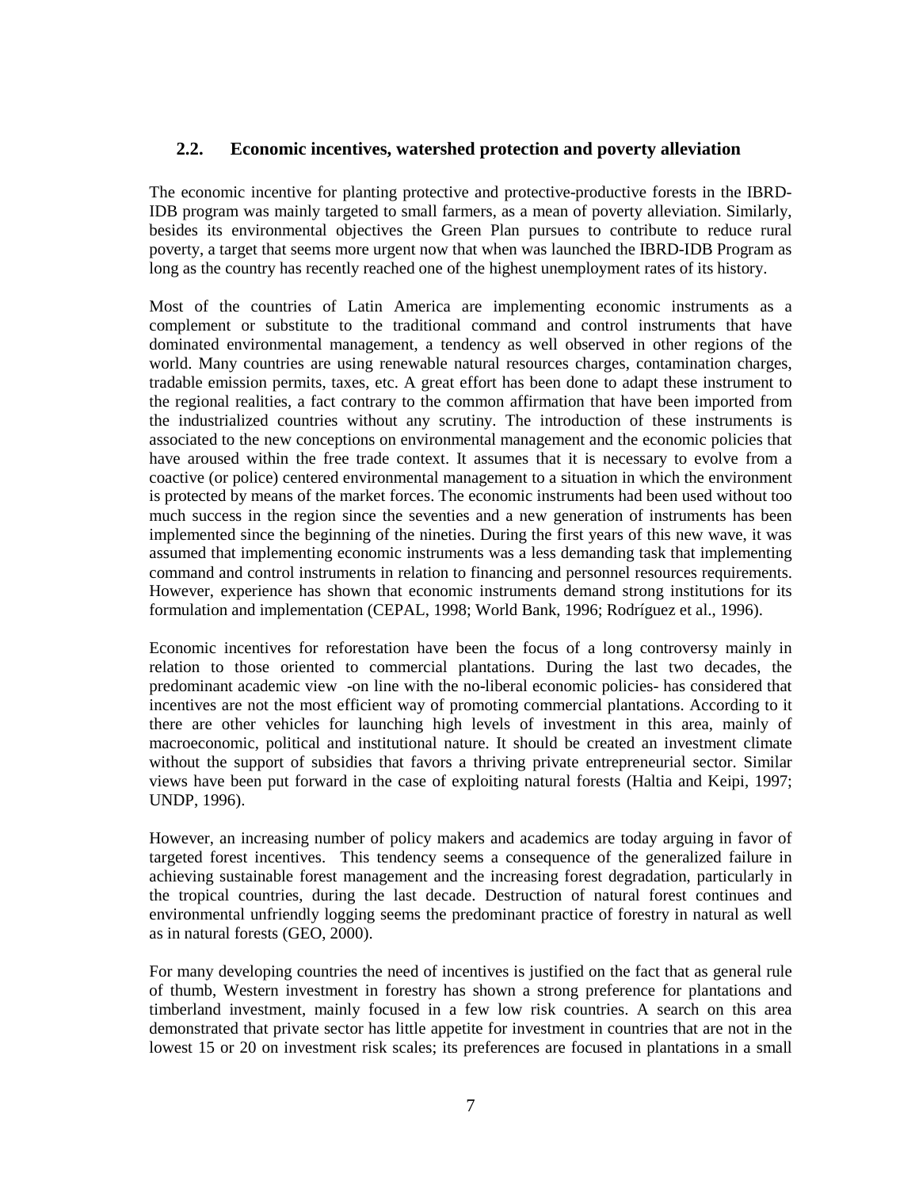## 2.2. Economic incentives, watershed protection and poverty alleviation

The economic incentive for planting protective and protective-productive forests in the IBRD-IDB program was mainly targeted to small farmers, as a mean of poverty alleviation. Similarly, besides its environmental objectives the Green Plan pursues to contribute to reduce rural poverty, a target that seems more urgent now that when was launched the IBRD-IDB Program as long as the country has recently reached one of the highest unemployment rates of its history.

Most of the countries of Latin America are implementing economic instruments as a complement or substitute to the traditional command and control instruments that have dominated environmental management, a tendency as well observed in other regions of the world. Many countries are using renewable natural resources charges, contamination charges, tradable emission permits, taxes, etc. A great effort has been done to adapt these instrument to the regional realities, a fact contrary to the common affirmation that have been imported from the industrialized countries without any scrutiny. The introduction of these instruments is associated to the new conceptions on environmental management and the economic policies that have aroused within the free trade context. It assumes that it is necessary to evolve from a coactive (or police) centered environmental management to a situation in which the environment is protected by means of the market forces. The economic instruments had been used without too much success in the region since the seventies and a new generation of instruments has been implemented since the beginning of the nineties. During the first years of this new wave, it was assumed that implementing economic instruments was a less demanding task that implementing command and control instruments in relation to financing and personnel resources requirements. However, experience has shown that economic instruments demand strong institutions for its formulation and implementation (CEPAL, 1998; World Bank, 1996; Rodríguez et al., 1996).

Economic incentives for reforestation have been the focus of a long controversy mainly in relation to those oriented to commercial plantations. During the last two decades, the predominant academic view -on line with the no-liberal economic policies- has considered that incentives are not the most efficient way of promoting commercial plantations. According to it there are other vehicles for launching high levels of investment in this area, mainly of macroeconomic, political and institutional nature. It should be created an investment climate without the support of subsidies that favors a thriving private entrepreneurial sector. Similar views have been put forward in the case of exploiting natural forests (Haltia and Keipi, 1997; UNDP, 1996).

However, an increasing number of policy makers and academics are today arguing in favor of targeted forest incentives. This tendency seems a consequence of the generalized failure in achieving sustainable forest management and the increasing forest degradation, particularly in the tropical countries, during the last decade. Destruction of natural forest continues and environmental unfriendly logging seems the predominant practice of forestry in natural as well as in natural forests (GEO, 2000).

For many developing countries the need of incentives is justified on the fact that as general rule of thumb, Western investment in forestry has shown a strong preference for plantations and timberland investment, mainly focused in a few low risk countries. A search on this area demonstrated that private sector has little appetite for investment in countries that are not in the lowest 15 or 20 on investment risk scales; its preferences are focused in plantations in a small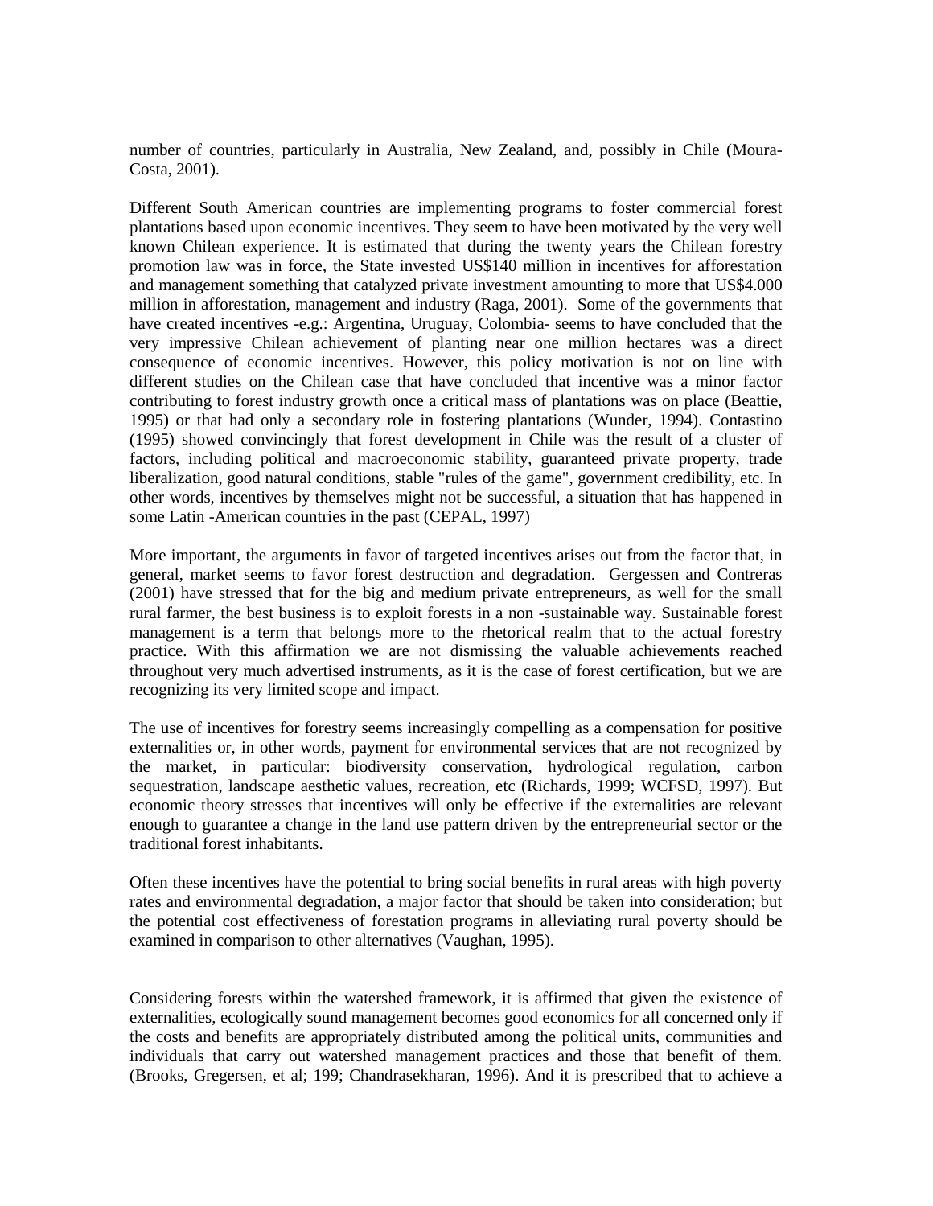number of countries, particularly in Australia, New Zealand, and, possibly in Chile (Moura-Costa, 2001).

Different South American countries are implementing programs to foster commercial forest plantations based upon economic incentives. They seem to have been motivated by the very well known Chilean experience. It is estimated that during the twenty years the Chilean forestry promotion law was in force, the State invested US$140 million in incentives for afforestation and management something that catalyzed private investment amounting to more that US$4.000 million in afforestation, management and industry (Raga, 2001). Some of the governments that have created incentives -e.g.: Argentina, Uruguay, Colombia- seems to have concluded that the very impressive Chilean achievement of planting near one million hectares was a direct consequence of economic incentives. However, this policy motivation is not on line with different studies on the Chilean case that have concluded that incentive was a minor factor contributing to forest industry growth once a critical mass of plantations was on place (Beattie, 1995) or that had only a secondary role in fostering plantations (Wunder, 1994). Contastino (1995) showed convincingly that forest development in Chile was the result of a cluster of factors, including political and macroeconomic stability, guaranteed private property, trade liberalization, good natural conditions, stable "rules of the game", government credibility, etc. In other words, incentives by themselves might not be successful, a situation that has happened in some Latin -American countries in the past (CEPAL, 1997)

More important, the arguments in favor of targeted incentives arises out from the factor that, in general, market seems to favor forest destruction and degradation. Gergessen and Contreras (2001) have stressed that for the big and medium private entrepreneurs, as well for the small rural farmer, the best business is to exploit forests in a non -sustainable way. Sustainable forest management is a term that belongs more to the rhetorical realm that to the actual forestry practice. With this affirmation we are not dismissing the valuable achievements reached throughout very much advertised instruments, as it is the case of forest certification, but we are recognizing its very limited scope and impact.

The use of incentives for forestry seems increasingly compelling as a compensation for positive externalities or, in other words, payment for environmental services that are not recognized by the market, in particular: biodiversity conservation, hydrological regulation, carbon sequestration, landscape aesthetic values, recreation, etc (Richards, 1999; WCFSD, 1997). But economic theory stresses that incentives will only be effective if the externalities are relevant enough to guarantee a change in the land use pattern driven by the entrepreneurial sector or the traditional forest inhabitants.

Often these incentives have the potential to bring social benefits in rural areas with high poverty rates and environmental degradation, a major factor that should be taken into consideration; but the potential cost effectiveness of forestation programs in alleviating rural poverty should be examined in comparison to other alternatives (Vaughan, 1995).

Considering forests within the watershed framework, it is affirmed that given the existence of externalities, ecologically sound management becomes good economics for all concerned only if the costs and benefits are appropriately distributed among the political units, communities and individuals that carry out watershed management practices and those that benefit of them. (Brooks, Gregersen, et al; 199; Chandrasekharan, 1996). And it is prescribed that to achieve a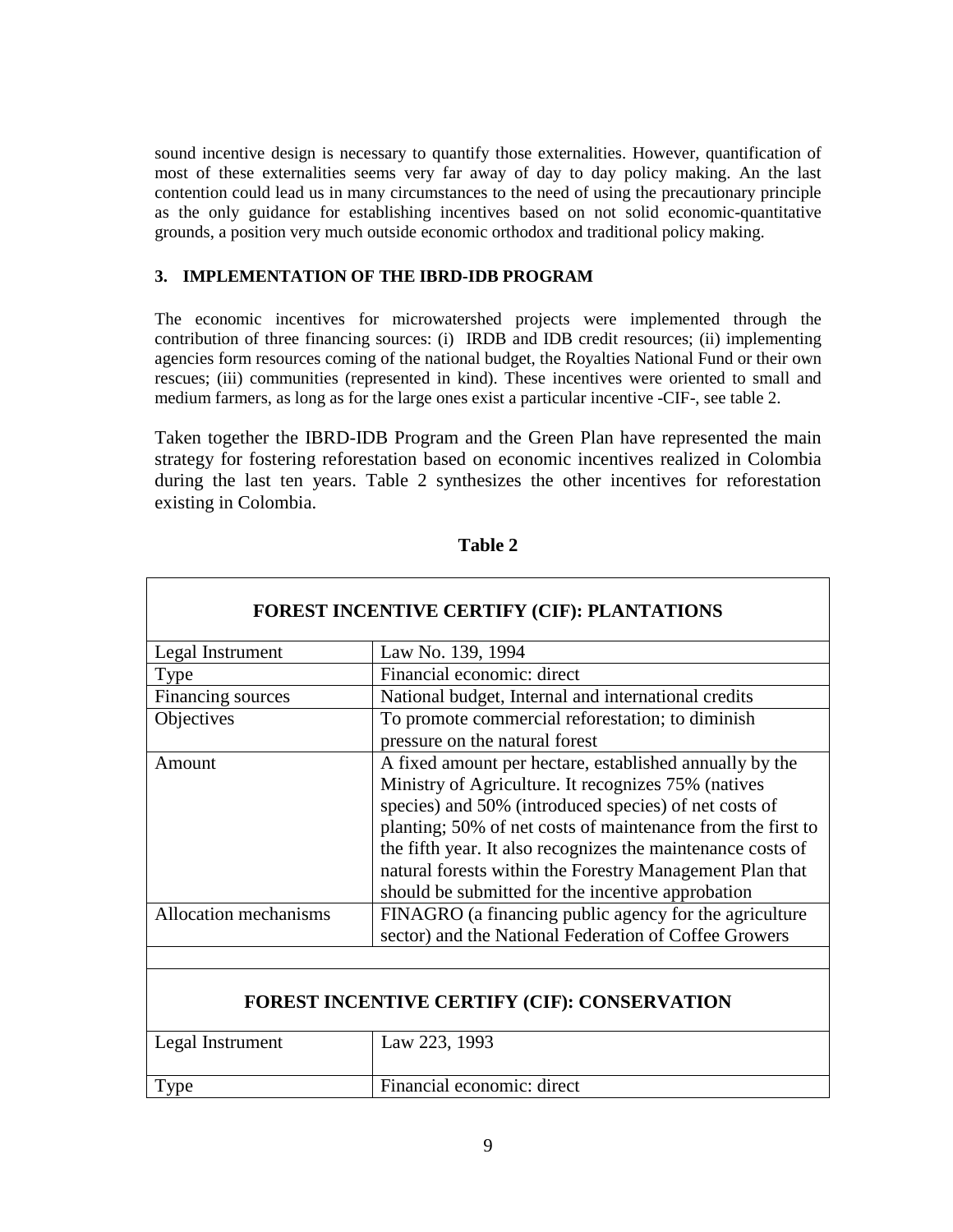sound incentive design is necessary to quantify those externalities. However, quantification of most of these externalities seems very far away of day to day policy making. An the last contention could lead us in many circumstances to the need of using the precautionary principle as the only guidance for establishing incentives based on not solid economic-quantitative grounds, a position very much outside economic orthodox and traditional policy making.

### 3. IMPLEMENTATION OF THE IBRD-IDB PROGRAM

The economic incentives for microwatershed projects were implemented through the contribution of three financing sources: (i) IRDB and IDB credit resources; (ii) implementing agencies form resources coming of the national budget, the Royalties National Fund or their own rescues; (iii) communities (represented in kind). These incentives were oriented to small and medium farmers, as long as for the large ones exist a particular incentive -CIF-, see table 2.

Taken together the IBRD-IDB Program and the Green Plan have represented the main strategy for fostering reforestation based on economic incentives realized in Colombia during the last ten years. Table 2 synthesizes the other incentives for reforestation existing in Colombia.

**Table 2**

| **FOREST INCENTIVE CERTIFY (CIF): PLANTATIONS** | |
|---|---|
| Legal Instrument | Law No. 139, 1994 |
| Type | Financial economic: direct |
| Financing sources | National budget, Internal and international credits |
| Objectives | To promote commercial reforestation; to diminish pressure on the natural forest |
| Amount | A fixed amount per hectare, established annually by the Ministry of Agriculture. It recognizes 75% (natives species) and 50% (introduced species) of net costs of planting; 50% of net costs of maintenance from the first to the fifth year. It also recognizes the maintenance costs of natural forests within the Forestry Management Plan that should be submitted for the incentive approbation |
| Allocation mechanisms | FINAGRO (a financing public agency for the agriculture sector) and the National Federation of Coffee Growers |
| | |
| **FOREST INCENTIVE CERTIFY (CIF): CONSERVATION** | |
| Legal Instrument | Law 223, 1993 |
| Type | Financial economic: direct |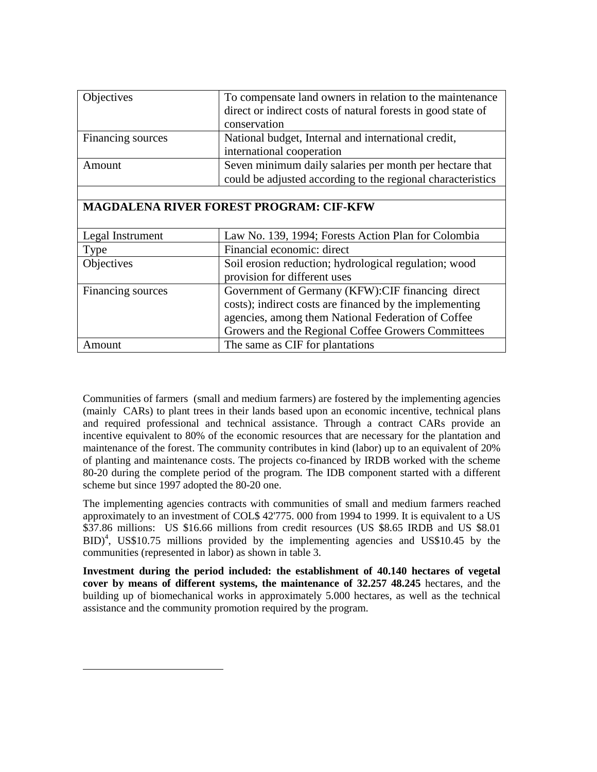| | |
|---|---|
| Objectives | To compensate land owners in relation to the maintenance direct or indirect costs of natural forests in good state of conservation |
| Financing sources | National budget, Internal and international credit, international cooperation |
| Amount | Seven minimum daily salaries per month per hectare that could be adjusted according to the regional characteristics |
| | |
| **MAGDALENA RIVER FOREST PROGRAM: CIF-KFW** | |
| Legal Instrument | Law No. 139, 1994; Forests Action Plan for Colombia |
| Type | Financial economic: direct |
| Objectives | Soil erosion reduction; hydrological regulation; wood provision for different uses |
| Financing sources | Government of Germany (KFW):CIF financing direct costs); indirect costs are financed by the implementing agencies, among them National Federation of Coffee Growers and the Regional Coffee Growers Committees |
| Amount | The same as CIF for plantations |

Communities of farmers (small and medium farmers) are fostered by the implementing agencies (mainly CARs) to plant trees in their lands based upon an economic incentive, technical plans and required professional and technical assistance. Through a contract CARs provide an incentive equivalent to 80% of the economic resources that are necessary for the plantation and maintenance of the forest. The community contributes in kind (labor) up to an equivalent of 20% of planting and maintenance costs. The projects co-financed by IRDB worked with the scheme 80-20 during the complete period of the program. The IDB component started with a different scheme but since 1997 adopted the 80-20 one.

The implementing agencies contracts with communities of small and medium farmers reached approximately to an investment of COL$ 42'775. 000 from 1994 to 1999. It is equivalent to a US $37.86 millions: US $16.66 millions from credit resources (US $8.65 IRDB and US $8.01 BID)[4], US$10.75 millions provided by the implementing agencies and US$10.45 by the communities (represented in labor) as shown in table 3.

**Investment during the period included: the establishment of 40.140 hectares of vegetal cover by means of different systems, the maintenance of 32.257 48.245** hectares, and the building up of biomechanical works in approximately 5.000 hectares, as well as the technical assistance and the community promotion required by the program.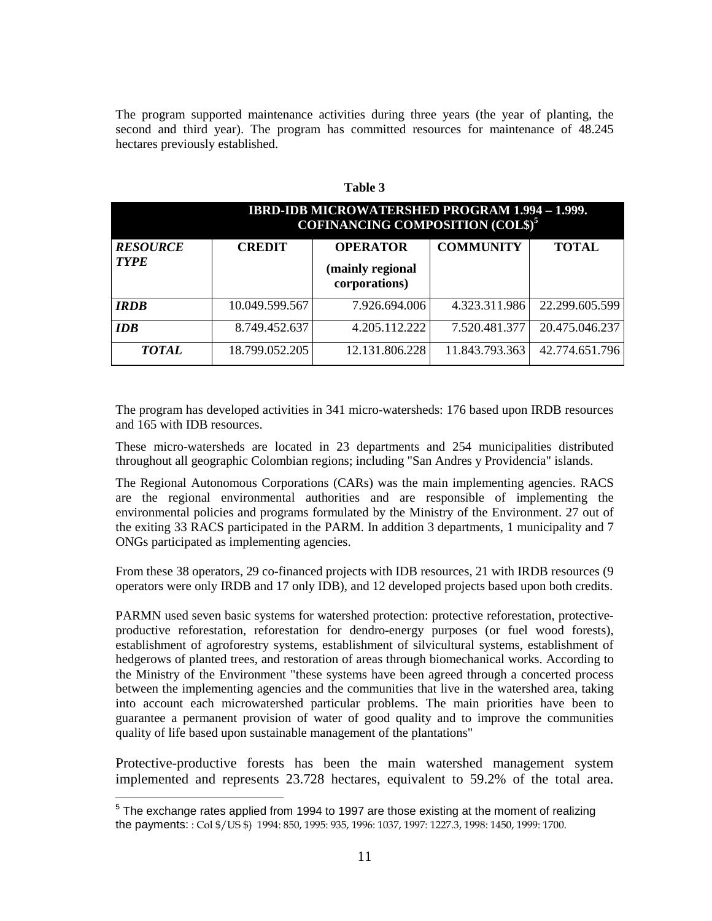The program supported maintenance activities during three years (the year of planting, the second and third year). The program has committed resources for maintenance of 48.245 hectares previously established.

**Table 3**

| IBRD-IDB MICROWATERSHED PROGRAM 1.994 – 1.999. COFINANCING COMPOSITION (COL$)[5] | | | | |
|---|---|---|---|---|
| ***RESOURCE TYPE*** | **CREDIT** | **OPERATOR (mainly regional corporations)** | **COMMUNITY** | **TOTAL** |
| ***IRDB*** | 10.049.599.567 | 7.926.694.006 | 4.323.311.986 | 22.299.605.599 |
| ***IDB*** | 8.749.452.637 | 4.205.112.222 | 7.520.481.377 | 20.475.046.237 |
| ***TOTAL*** | 18.799.052.205 | 12.131.806.228 | 11.843.793.363 | 42.774.651.796 |

The program has developed activities in 341 micro-watersheds: 176 based upon IRDB resources and 165 with IDB resources.

These micro-watersheds are located in 23 departments and 254 municipalities distributed throughout all geographic Colombian regions; including "San Andres y Providencia" islands.

The Regional Autonomous Corporations (CARs) was the main implementing agencies. RACS are the regional environmental authorities and are responsible of implementing the environmental policies and programs formulated by the Ministry of the Environment. 27 out of the exiting 33 RACS participated in the PARM. In addition 3 departments, 1 municipality and 7 ONGs participated as implementing agencies.

From these 38 operators, 29 co-financed projects with IDB resources, 21 with IRDB resources (9 operators were only IRDB and 17 only IDB), and 12 developed projects based upon both credits.

PARMN used seven basic systems for watershed protection: protective reforestation, protective-productive reforestation, reforestation for dendro-energy purposes (or fuel wood forests), establishment of agroforestry systems, establishment of silvicultural systems, establishment of hedgerows of planted trees, and restoration of areas through biomechanical works. According to the Ministry of the Environment "these systems have been agreed through a concerted process between the implementing agencies and the communities that live in the watershed area, taking into account each microwatershed particular problems. The main priorities have been to guarantee a permanent provision of water of good quality and to improve the communities quality of life based upon sustainable management of the plantations"

Protective-productive forests has been the main watershed management system implemented and represents 23.728 hectares, equivalent to 59.2% of the total area.

[5] The exchange rates applied from 1994 to 1997 are those existing at the moment of realizing the payments: : Col $/US $) 1994: 850, 1995: 935, 1996: 1037, 1997: 1227.3, 1998: 1450, 1999: 1700.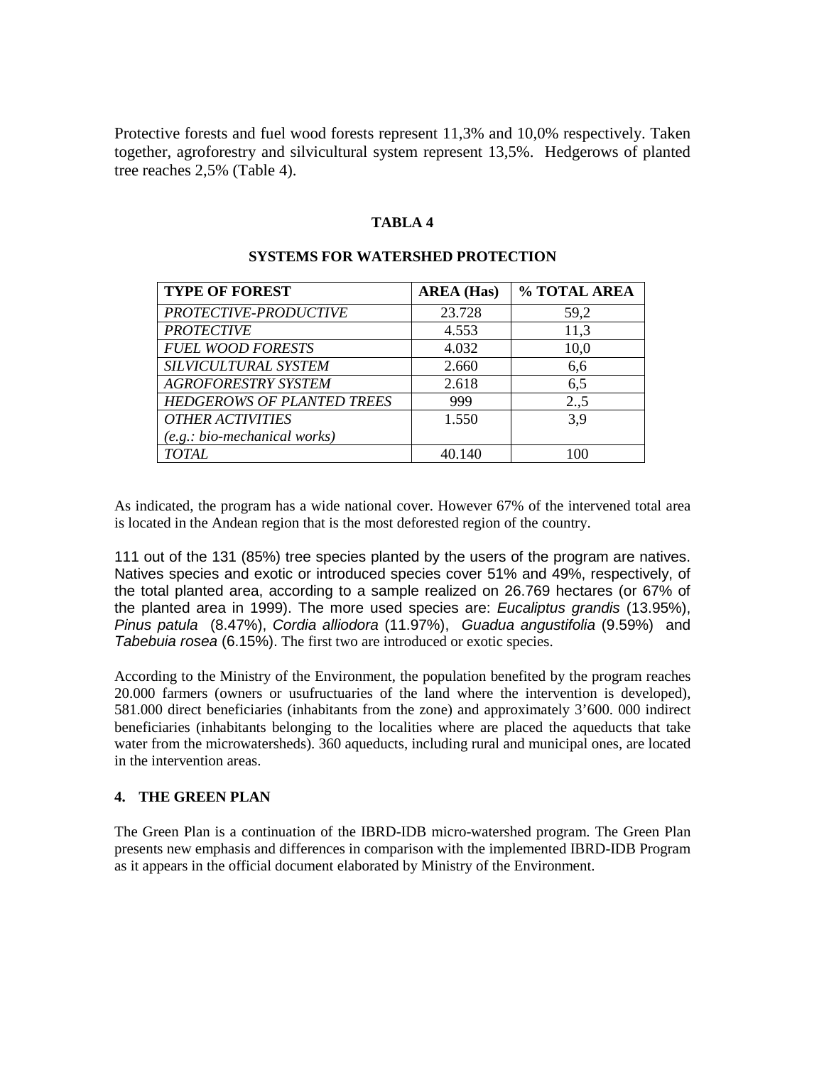Protective forests and fuel wood forests represent 11,3% and 10,0% respectively. Taken together, agroforestry and silvicultural system represent 13,5%. Hedgerows of planted tree reaches 2,5% (Table 4).

**TABLA 4**

**SYSTEMS FOR WATERSHED PROTECTION**

| TYPE OF FOREST | AREA (Has) | % TOTAL AREA |
|---|---|---|
| *PROTECTIVE-PRODUCTIVE* | 23.728 | 59,2 |
| *PROTECTIVE* | 4.553 | 11,3 |
| *FUEL WOOD FORESTS* | 4.032 | 10,0 |
| *SILVICULTURAL SYSTEM* | 2.660 | 6,6 |
| *AGROFORESTRY SYSTEM* | 2.618 | 6,5 |
| *HEDGEROWS OF PLANTED TREES* | 999 | 2.,5 |
| *OTHER ACTIVITIES (e.g.: bio-mechanical works)* | 1.550 | 3,9 |
| *TOTAL* | 40.140 | 100 |

As indicated, the program has a wide national cover. However 67% of the intervened total area is located in the Andean region that is the most deforested region of the country.

111 out of the 131 (85%) tree species planted by the users of the program are natives. Natives species and exotic or introduced species cover 51% and 49%, respectively, of the total planted area, according to a sample realized on 26.769 hectares (or 67% of the planted area in 1999). The more used species are: *Eucaliptus grandis* (13.95%), *Pinus patula* (8.47%), *Cordia alliodora* (11.97%), *Guadua angustifolia* (9.59%) and *Tabebuia rosea* (6.15%). The first two are introduced or exotic species.

According to the Ministry of the Environment, the population benefited by the program reaches 20.000 farmers (owners or usufructuaries of the land where the intervention is developed), 581.000 direct beneficiaries (inhabitants from the zone) and approximately 3'600. 000 indirect beneficiaries (inhabitants belonging to the localities where are placed the aqueducts that take water from the microwatersheds). 360 aqueducts, including rural and municipal ones, are located in the intervention areas.

## 4. THE GREEN PLAN

The Green Plan is a continuation of the IBRD-IDB micro-watershed program. The Green Plan presents new emphasis and differences in comparison with the implemented IBRD-IDB Program as it appears in the official document elaborated by Ministry of the Environment.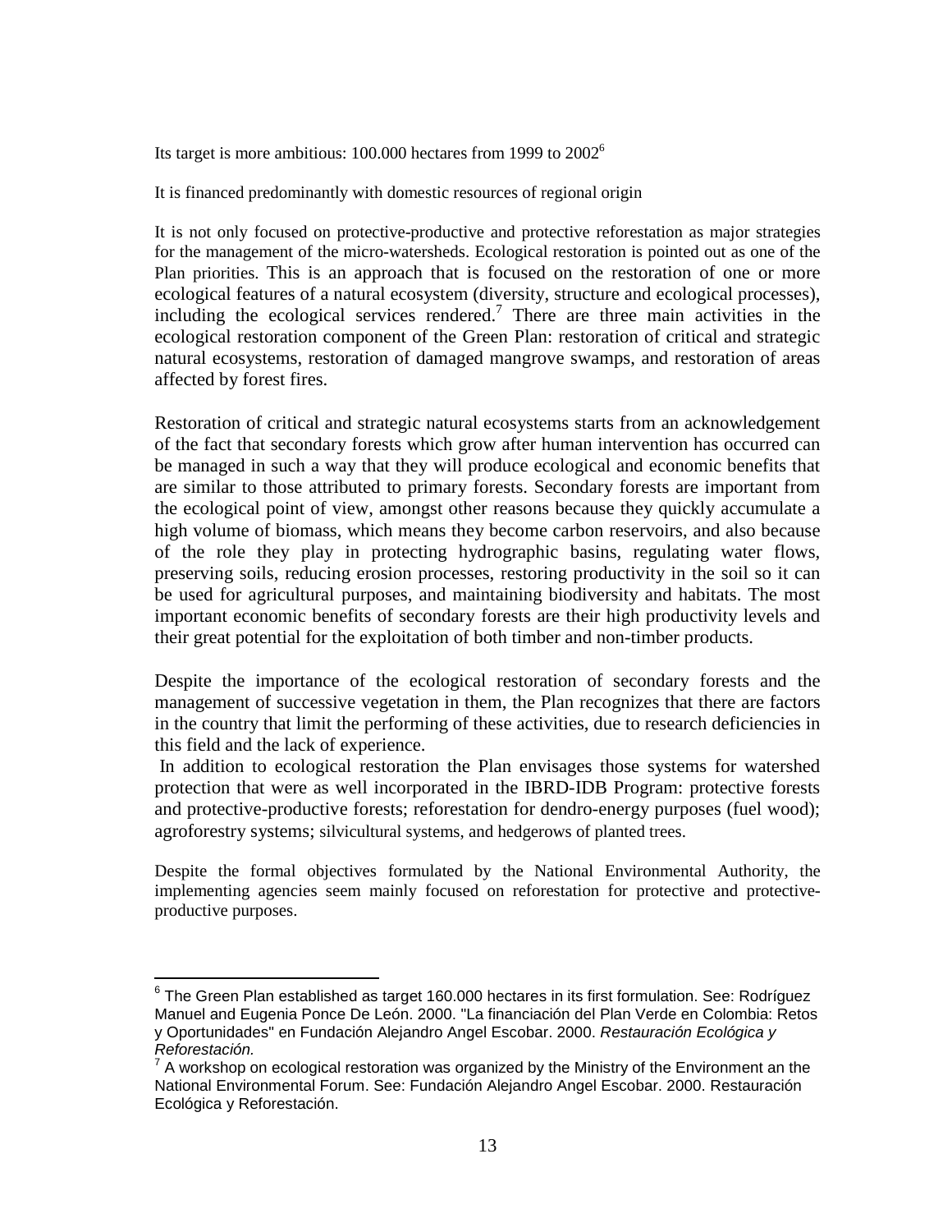Its target is more ambitious: 100.000 hectares from 1999 to 2002[6]

It is financed predominantly with domestic resources of regional origin

It is not only focused on protective-productive and protective reforestation as major strategies for the management of the micro-watersheds. Ecological restoration is pointed out as one of the Plan priorities. This is an approach that is focused on the restoration of one or more ecological features of a natural ecosystem (diversity, structure and ecological processes), including the ecological services rendered.[7] There are three main activities in the ecological restoration component of the Green Plan: restoration of critical and strategic natural ecosystems, restoration of damaged mangrove swamps, and restoration of areas affected by forest fires.

Restoration of critical and strategic natural ecosystems starts from an acknowledgement of the fact that secondary forests which grow after human intervention has occurred can be managed in such a way that they will produce ecological and economic benefits that are similar to those attributed to primary forests. Secondary forests are important from the ecological point of view, amongst other reasons because they quickly accumulate a high volume of biomass, which means they become carbon reservoirs, and also because of the role they play in protecting hydrographic basins, regulating water flows, preserving soils, reducing erosion processes, restoring productivity in the soil so it can be used for agricultural purposes, and maintaining biodiversity and habitats. The most important economic benefits of secondary forests are their high productivity levels and their great potential for the exploitation of both timber and non-timber products.

Despite the importance of the ecological restoration of secondary forests and the management of successive vegetation in them, the Plan recognizes that there are factors in the country that limit the performing of these activities, due to research deficiencies in this field and the lack of experience.

In addition to ecological restoration the Plan envisages those systems for watershed protection that were as well incorporated in the IBRD-IDB Program: protective forests and protective-productive forests; reforestation for dendro-energy purposes (fuel wood); agroforestry systems; silvicultural systems, and hedgerows of planted trees.

Despite the formal objectives formulated by the National Environmental Authority, the implementing agencies seem mainly focused on reforestation for protective and protective-productive purposes.

---

[6] The Green Plan established as target 160.000 hectares in its first formulation. See: Rodríguez Manuel and Eugenia Ponce De León. 2000. "La financiación del Plan Verde en Colombia: Retos y Oportunidades" en Fundación Alejandro Angel Escobar. 2000. *Restauración Ecológica y Reforestación.*

[7] A workshop on ecological restoration was organized by the Ministry of the Environment an the National Environmental Forum. See: Fundación Alejandro Angel Escobar. 2000. Restauración Ecológica y Reforestación.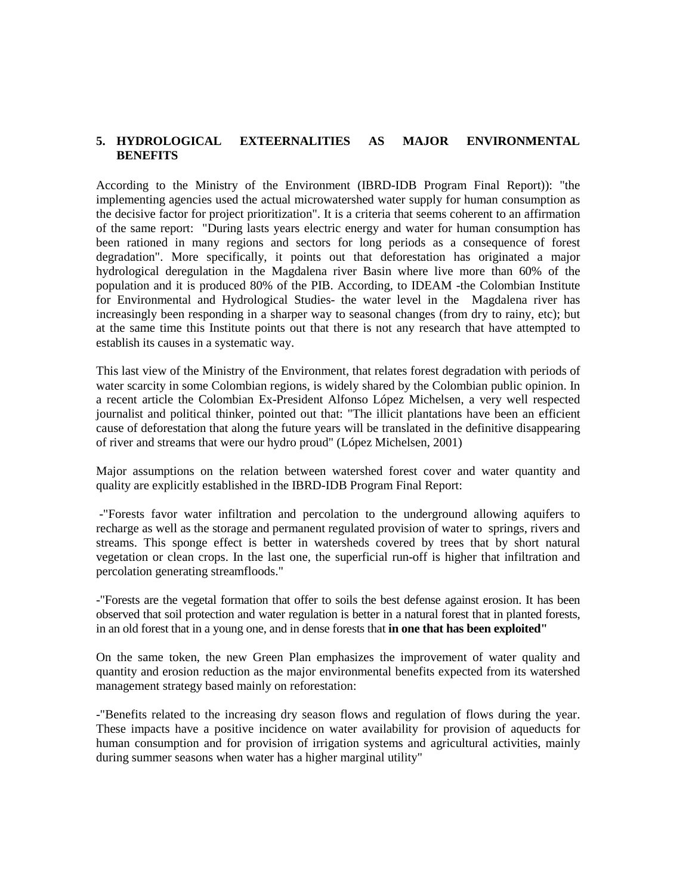## 5. HYDROLOGICAL EXTEERNALITIES AS MAJOR ENVIRONMENTAL BENEFITS

According to the Ministry of the Environment (IBRD-IDB Program Final Report)): "the implementing agencies used the actual microwatershed water supply for human consumption as the decisive factor for project prioritization". It is a criteria that seems coherent to an affirmation of the same report: "During lasts years electric energy and water for human consumption has been rationed in many regions and sectors for long periods as a consequence of forest degradation". More specifically, it points out that deforestation has originated a major hydrological deregulation in the Magdalena river Basin where live more than 60% of the population and it is produced 80% of the PIB. According, to IDEAM -the Colombian Institute for Environmental and Hydrological Studies- the water level in the Magdalena river has increasingly been responding in a sharper way to seasonal changes (from dry to rainy, etc); but at the same time this Institute points out that there is not any research that have attempted to establish its causes in a systematic way.

This last view of the Ministry of the Environment, that relates forest degradation with periods of water scarcity in some Colombian regions, is widely shared by the Colombian public opinion. In a recent article the Colombian Ex-President Alfonso López Michelsen, a very well respected journalist and political thinker, pointed out that: "The illicit plantations have been an efficient cause of deforestation that along the future years will be translated in the definitive disappearing of river and streams that were our hydro proud" (López Michelsen, 2001)

Major assumptions on the relation between watershed forest cover and water quantity and quality are explicitly established in the IBRD-IDB Program Final Report:

-"Forests favor water infiltration and percolation to the underground allowing aquifers to recharge as well as the storage and permanent regulated provision of water to springs, rivers and streams. This sponge effect is better in watersheds covered by trees that by short natural vegetation or clean crops. In the last one, the superficial run-off is higher that infiltration and percolation generating streamfloods."

-"Forests are the vegetal formation that offer to soils the best defense against erosion. It has been observed that soil protection and water regulation is better in a natural forest that in planted forests, in an old forest that in a young one, and in dense forests that **in one that has been exploited"**

On the same token, the new Green Plan emphasizes the improvement of water quality and quantity and erosion reduction as the major environmental benefits expected from its watershed management strategy based mainly on reforestation:

-"Benefits related to the increasing dry season flows and regulation of flows during the year. These impacts have a positive incidence on water availability for provision of aqueducts for human consumption and for provision of irrigation systems and agricultural activities, mainly during summer seasons when water has a higher marginal utility"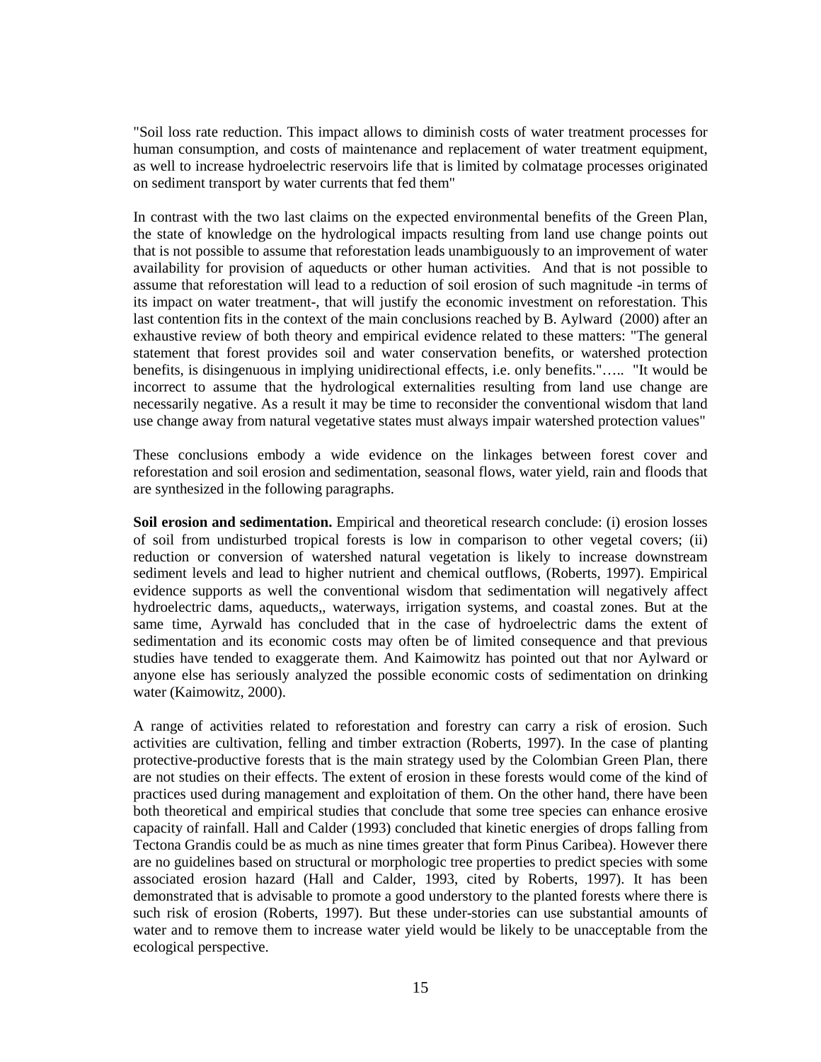"Soil loss rate reduction. This impact allows to diminish costs of water treatment processes for human consumption, and costs of maintenance and replacement of water treatment equipment, as well to increase hydroelectric reservoirs life that is limited by colmatage processes originated on sediment transport by water currents that fed them"

In contrast with the two last claims on the expected environmental benefits of the Green Plan, the state of knowledge on the hydrological impacts resulting from land use change points out that is not possible to assume that reforestation leads unambiguously to an improvement of water availability for provision of aqueducts or other human activities. And that is not possible to assume that reforestation will lead to a reduction of soil erosion of such magnitude -in terms of its impact on water treatment-, that will justify the economic investment on reforestation. This last contention fits in the context of the main conclusions reached by B. Aylward (2000) after an exhaustive review of both theory and empirical evidence related to these matters: "The general statement that forest provides soil and water conservation benefits, or watershed protection benefits, is disingenuous in implying unidirectional effects, i.e. only benefits."….. "It would be incorrect to assume that the hydrological externalities resulting from land use change are necessarily negative. As a result it may be time to reconsider the conventional wisdom that land use change away from natural vegetative states must always impair watershed protection values"

These conclusions embody a wide evidence on the linkages between forest cover and reforestation and soil erosion and sedimentation, seasonal flows, water yield, rain and floods that are synthesized in the following paragraphs.

**Soil erosion and sedimentation.** Empirical and theoretical research conclude: (i) erosion losses of soil from undisturbed tropical forests is low in comparison to other vegetal covers; (ii) reduction or conversion of watershed natural vegetation is likely to increase downstream sediment levels and lead to higher nutrient and chemical outflows, (Roberts, 1997). Empirical evidence supports as well the conventional wisdom that sedimentation will negatively affect hydroelectric dams, aqueducts,, waterways, irrigation systems, and coastal zones. But at the same time, Ayrwald has concluded that in the case of hydroelectric dams the extent of sedimentation and its economic costs may often be of limited consequence and that previous studies have tended to exaggerate them. And Kaimowitz has pointed out that nor Aylward or anyone else has seriously analyzed the possible economic costs of sedimentation on drinking water (Kaimowitz, 2000).

A range of activities related to reforestation and forestry can carry a risk of erosion. Such activities are cultivation, felling and timber extraction (Roberts, 1997). In the case of planting protective-productive forests that is the main strategy used by the Colombian Green Plan, there are not studies on their effects. The extent of erosion in these forests would come of the kind of practices used during management and exploitation of them. On the other hand, there have been both theoretical and empirical studies that conclude that some tree species can enhance erosive capacity of rainfall. Hall and Calder (1993) concluded that kinetic energies of drops falling from Tectona Grandis could be as much as nine times greater that form Pinus Caribea). However there are no guidelines based on structural or morphologic tree properties to predict species with some associated erosion hazard (Hall and Calder, 1993, cited by Roberts, 1997). It has been demonstrated that is advisable to promote a good understory to the planted forests where there is such risk of erosion (Roberts, 1997). But these under-stories can use substantial amounts of water and to remove them to increase water yield would be likely to be unacceptable from the ecological perspective.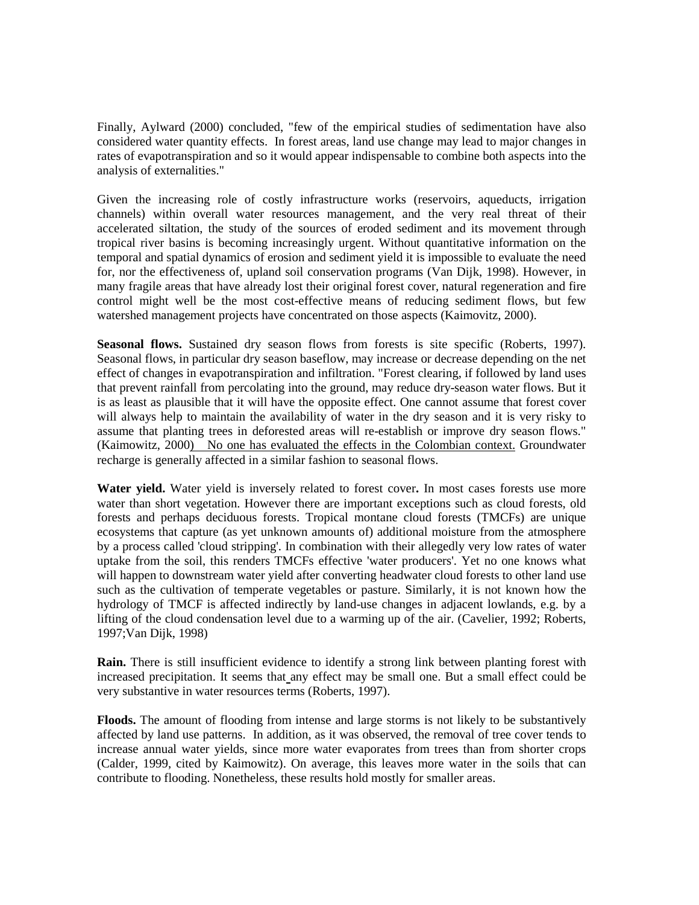Finally, Aylward (2000) concluded, "few of the empirical studies of sedimentation have also considered water quantity effects. In forest areas, land use change may lead to major changes in rates of evapotranspiration and so it would appear indispensable to combine both aspects into the analysis of externalities."

Given the increasing role of costly infrastructure works (reservoirs, aqueducts, irrigation channels) within overall water resources management, and the very real threat of their accelerated siltation, the study of the sources of eroded sediment and its movement through tropical river basins is becoming increasingly urgent. Without quantitative information on the temporal and spatial dynamics of erosion and sediment yield it is impossible to evaluate the need for, nor the effectiveness of, upland soil conservation programs (Van Dijk, 1998). However, in many fragile areas that have already lost their original forest cover, natural regeneration and fire control might well be the most cost-effective means of reducing sediment flows, but few watershed management projects have concentrated on those aspects (Kaimovitz, 2000).

**Seasonal flows.** Sustained dry season flows from forests is site specific (Roberts, 1997). Seasonal flows, in particular dry season baseflow, may increase or decrease depending on the net effect of changes in evapotranspiration and infiltration. "Forest clearing, if followed by land uses that prevent rainfall from percolating into the ground, may reduce dry-season water flows. But it is as least as plausible that it will have the opposite effect. One cannot assume that forest cover will always help to maintain the availability of water in the dry season and it is very risky to assume that planting trees in deforested areas will re-establish or improve dry season flows." (Kaimowitz, 2000) No one has evaluated the effects in the Colombian context. Groundwater recharge is generally affected in a similar fashion to seasonal flows.

**Water yield.** Water yield is inversely related to forest cover**.** In most cases forests use more water than short vegetation. However there are important exceptions such as cloud forests, old forests and perhaps deciduous forests. Tropical montane cloud forests (TMCFs) are unique ecosystems that capture (as yet unknown amounts of) additional moisture from the atmosphere by a process called 'cloud stripping'. In combination with their allegedly very low rates of water uptake from the soil, this renders TMCFs effective 'water producers'. Yet no one knows what will happen to downstream water yield after converting headwater cloud forests to other land use such as the cultivation of temperate vegetables or pasture. Similarly, it is not known how the hydrology of TMCF is affected indirectly by land-use changes in adjacent lowlands, e.g. by a lifting of the cloud condensation level due to a warming up of the air. (Cavelier, 1992; Roberts, 1997;Van Dijk, 1998)

**Rain.** There is still insufficient evidence to identify a strong link between planting forest with increased precipitation. It seems that any effect may be small one. But a small effect could be very substantive in water resources terms (Roberts, 1997).

**Floods.** The amount of flooding from intense and large storms is not likely to be substantively affected by land use patterns. In addition, as it was observed, the removal of tree cover tends to increase annual water yields, since more water evaporates from trees than from shorter crops (Calder, 1999, cited by Kaimowitz). On average, this leaves more water in the soils that can contribute to flooding. Nonetheless, these results hold mostly for smaller areas.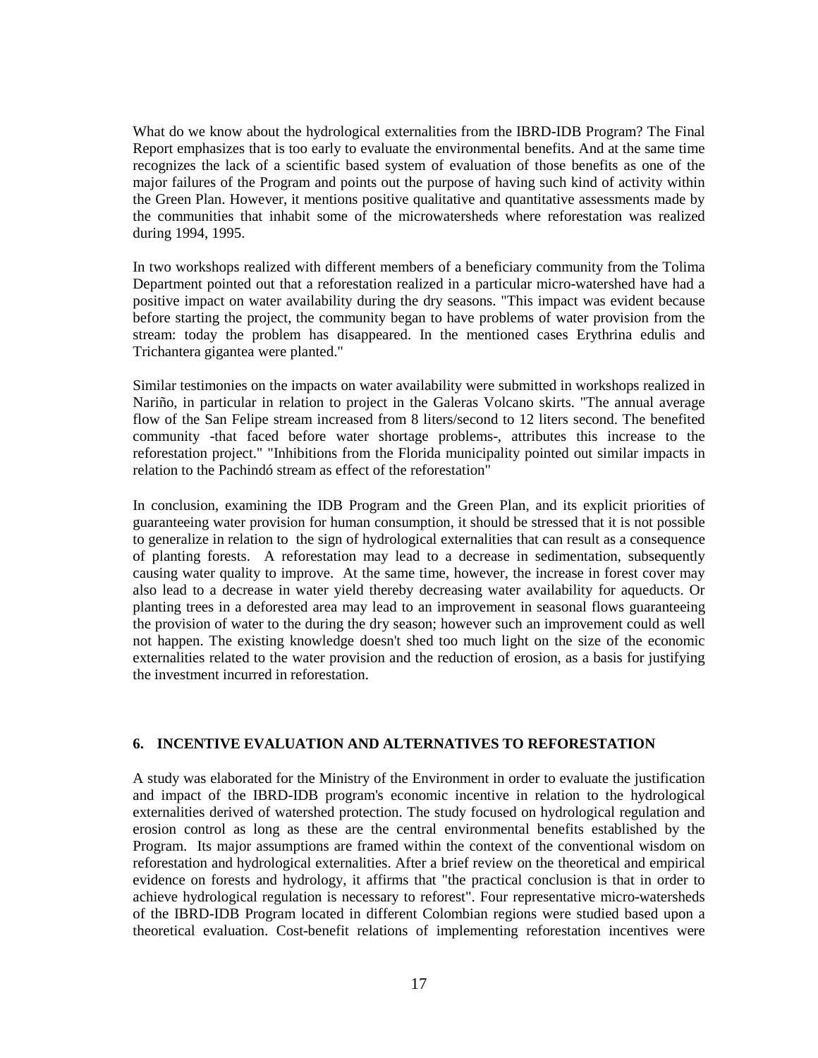What do we know about the hydrological externalities from the IBRD-IDB Program? The Final Report emphasizes that is too early to evaluate the environmental benefits. And at the same time recognizes the lack of a scientific based system of evaluation of those benefits as one of the major failures of the Program and points out the purpose of having such kind of activity within the Green Plan. However, it mentions positive qualitative and quantitative assessments made by the communities that inhabit some of the microwatersheds where reforestation was realized during 1994, 1995.

In two workshops realized with different members of a beneficiary community from the Tolima Department pointed out that a reforestation realized in a particular micro-watershed have had a positive impact on water availability during the dry seasons. "This impact was evident because before starting the project, the community began to have problems of water provision from the stream: today the problem has disappeared. In the mentioned cases Erythrina edulis and Trichantera gigantea were planted."

Similar testimonies on the impacts on water availability were submitted in workshops realized in Nariño, in particular in relation to project in the Galeras Volcano skirts. "The annual average flow of the San Felipe stream increased from 8 liters/second to 12 liters second. The benefited community -that faced before water shortage problems-, attributes this increase to the reforestation project." "Inhibitions from the Florida municipality pointed out similar impacts in relation to the Pachindó stream as effect of the reforestation"

In conclusion, examining the IDB Program and the Green Plan, and its explicit priorities of guaranteeing water provision for human consumption, it should be stressed that it is not possible to generalize in relation to the sign of hydrological externalities that can result as a consequence of planting forests. A reforestation may lead to a decrease in sedimentation, subsequently causing water quality to improve. At the same time, however, the increase in forest cover may also lead to a decrease in water yield thereby decreasing water availability for aqueducts. Or planting trees in a deforested area may lead to an improvement in seasonal flows guaranteeing the provision of water to the during the dry season; however such an improvement could as well not happen. The existing knowledge doesn't shed too much light on the size of the economic externalities related to the water provision and the reduction of erosion, as a basis for justifying the investment incurred in reforestation.

## 6. INCENTIVE EVALUATION AND ALTERNATIVES TO REFORESTATION

A study was elaborated for the Ministry of the Environment in order to evaluate the justification and impact of the IBRD-IDB program's economic incentive in relation to the hydrological externalities derived of watershed protection. The study focused on hydrological regulation and erosion control as long as these are the central environmental benefits established by the Program. Its major assumptions are framed within the context of the conventional wisdom on reforestation and hydrological externalities. After a brief review on the theoretical and empirical evidence on forests and hydrology, it affirms that "the practical conclusion is that in order to achieve hydrological regulation is necessary to reforest". Four representative micro-watersheds of the IBRD-IDB Program located in different Colombian regions were studied based upon a theoretical evaluation. Cost-benefit relations of implementing reforestation incentives were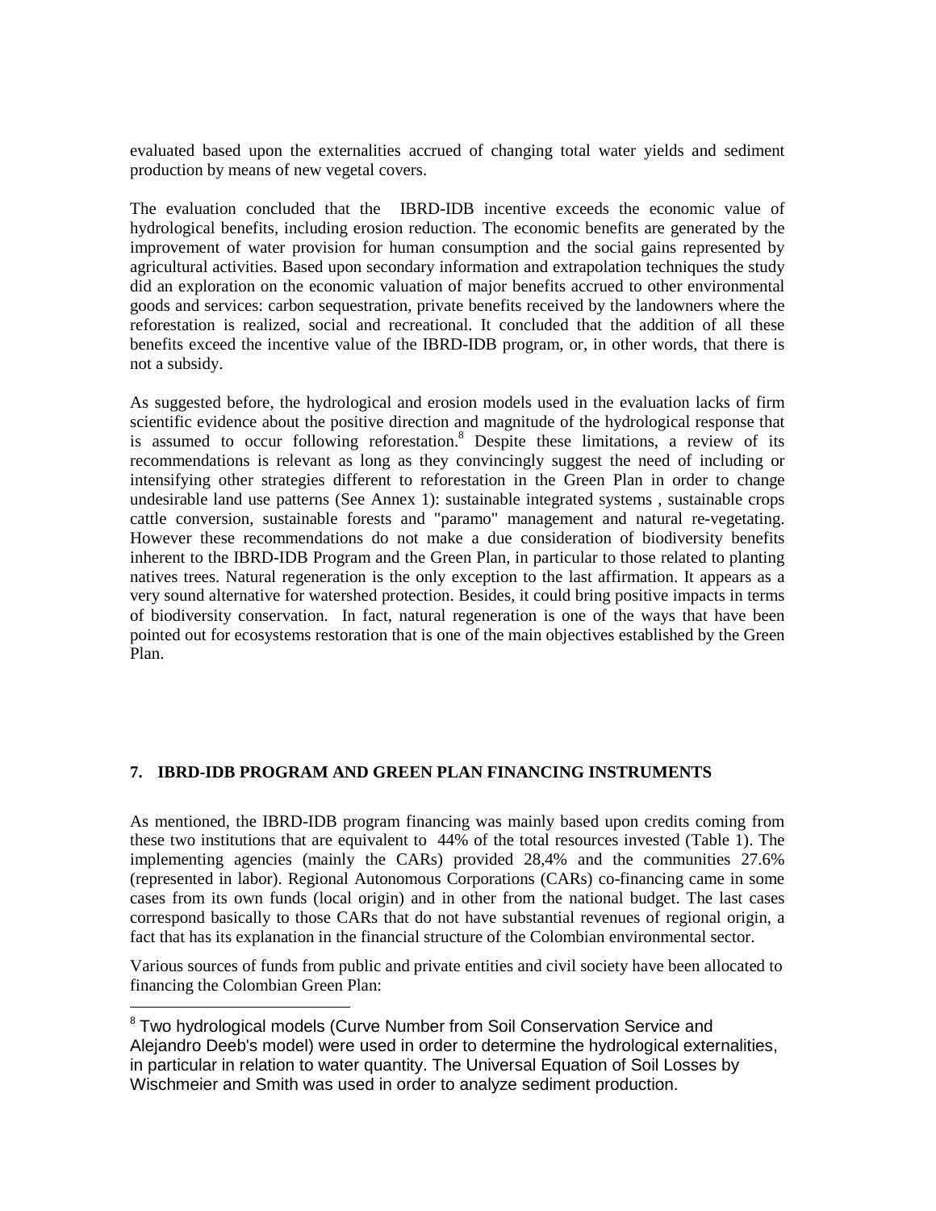evaluated based upon the externalities accrued of changing total water yields and sediment production by means of new vegetal covers.

The evaluation concluded that the IBRD-IDB incentive exceeds the economic value of hydrological benefits, including erosion reduction. The economic benefits are generated by the improvement of water provision for human consumption and the social gains represented by agricultural activities. Based upon secondary information and extrapolation techniques the study did an exploration on the economic valuation of major benefits accrued to other environmental goods and services: carbon sequestration, private benefits received by the landowners where the reforestation is realized, social and recreational. It concluded that the addition of all these benefits exceed the incentive value of the IBRD-IDB program, or, in other words, that there is not a subsidy.

As suggested before, the hydrological and erosion models used in the evaluation lacks of firm scientific evidence about the positive direction and magnitude of the hydrological response that is assumed to occur following reforestation.[8] Despite these limitations, a review of its recommendations is relevant as long as they convincingly suggest the need of including or intensifying other strategies different to reforestation in the Green Plan in order to change undesirable land use patterns (See Annex 1): sustainable integrated systems , sustainable crops cattle conversion, sustainable forests and "paramo" management and natural re-vegetating. However these recommendations do not make a due consideration of biodiversity benefits inherent to the IBRD-IDB Program and the Green Plan, in particular to those related to planting natives trees. Natural regeneration is the only exception to the last affirmation. It appears as a very sound alternative for watershed protection. Besides, it could bring positive impacts in terms of biodiversity conservation. In fact, natural regeneration is one of the ways that have been pointed out for ecosystems restoration that is one of the main objectives established by the Green Plan.

## 7. IBRD-IDB PROGRAM AND GREEN PLAN FINANCING INSTRUMENTS

As mentioned, the IBRD-IDB program financing was mainly based upon credits coming from these two institutions that are equivalent to 44% of the total resources invested (Table 1). The implementing agencies (mainly the CARs) provided 28,4% and the communities 27.6% (represented in labor). Regional Autonomous Corporations (CARs) co-financing came in some cases from its own funds (local origin) and in other from the national budget. The last cases correspond basically to those CARs that do not have substantial revenues of regional origin, a fact that has its explanation in the financial structure of the Colombian environmental sector.

Various sources of funds from public and private entities and civil society have been allocated to financing the Colombian Green Plan:

[8] Two hydrological models (Curve Number from Soil Conservation Service and Alejandro Deeb's model) were used in order to determine the hydrological externalities, in particular in relation to water quantity. The Universal Equation of Soil Losses by Wischmeier and Smith was used in order to analyze sediment production.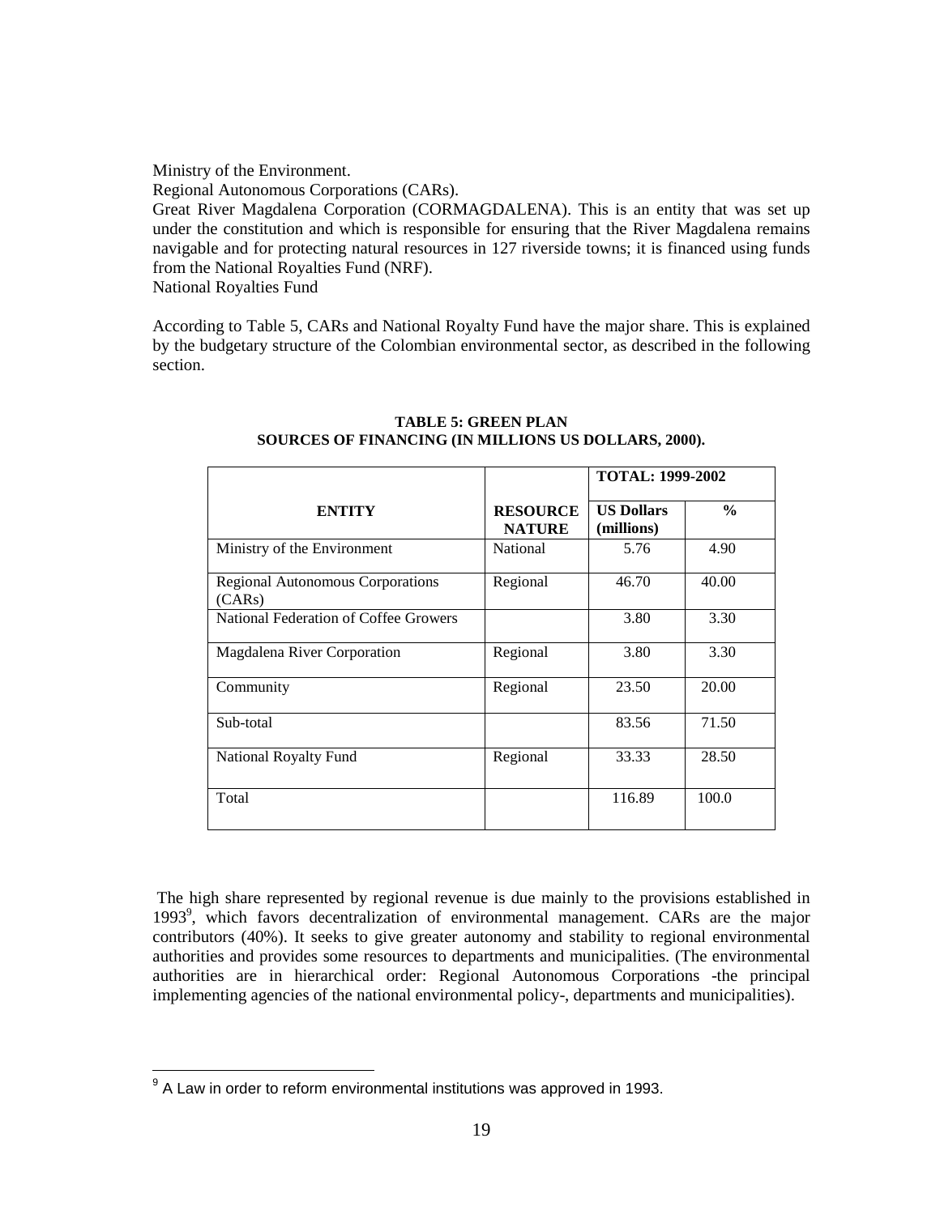Ministry of the Environment.

Regional Autonomous Corporations (CARs).

Great River Magdalena Corporation (CORMAGDALENA). This is an entity that was set up under the constitution and which is responsible for ensuring that the River Magdalena remains navigable and for protecting natural resources in 127 riverside towns; it is financed using funds from the National Royalties Fund (NRF).

National Royalties Fund

According to Table 5, CARs and National Royalty Fund have the major share. This is explained by the budgetary structure of the Colombian environmental sector, as described in the following section.

**TABLE 5: GREEN PLAN**
**SOURCES OF FINANCING (IN MILLIONS US DOLLARS, 2000).**

| | | **TOTAL: 1999-2002** | |
|---|---|---|---|
| **ENTITY** | **RESOURCE NATURE** | **US Dollars (millions)** | **%** |
| Ministry of the Environment | National | 5.76 | 4.90 |
| Regional Autonomous Corporations (CARs) | Regional | 46.70 | 40.00 |
| National Federation of Coffee Growers | | 3.80 | 3.30 |
| Magdalena River Corporation | Regional | 3.80 | 3.30 |
| Community | Regional | 23.50 | 20.00 |
| Sub-total | | 83.56 | 71.50 |
| National Royalty Fund | Regional | 33.33 | 28.50 |
| Total | | 116.89 | 100.0 |

The high share represented by regional revenue is due mainly to the provisions established in 1993[9], which favors decentralization of environmental management. CARs are the major contributors (40%). It seeks to give greater autonomy and stability to regional environmental authorities and provides some resources to departments and municipalities. (The environmental authorities are in hierarchical order: Regional Autonomous Corporations -the principal implementing agencies of the national environmental policy-, departments and municipalities).

[9] A Law in order to reform environmental institutions was approved in 1993.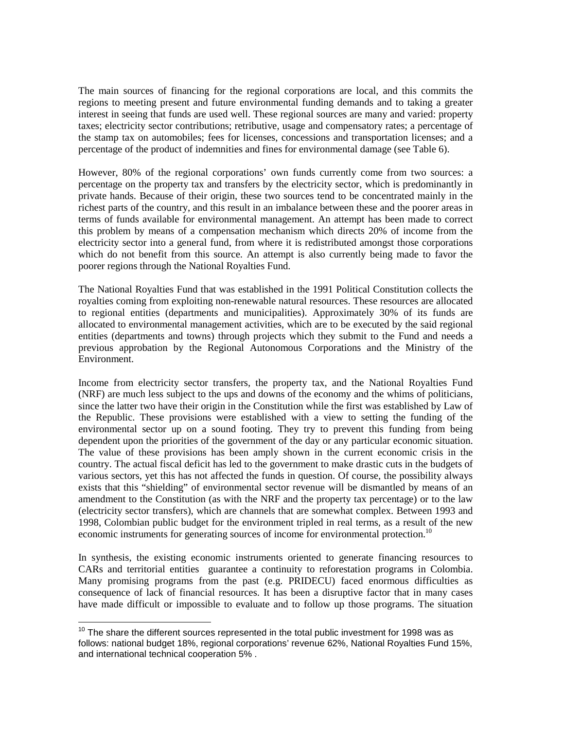The main sources of financing for the regional corporations are local, and this commits the regions to meeting present and future environmental funding demands and to taking a greater interest in seeing that funds are used well. These regional sources are many and varied: property taxes; electricity sector contributions; retributive, usage and compensatory rates; a percentage of the stamp tax on automobiles; fees for licenses, concessions and transportation licenses; and a percentage of the product of indemnities and fines for environmental damage (see Table 6).

However, 80% of the regional corporations' own funds currently come from two sources: a percentage on the property tax and transfers by the electricity sector, which is predominantly in private hands. Because of their origin, these two sources tend to be concentrated mainly in the richest parts of the country, and this result in an imbalance between these and the poorer areas in terms of funds available for environmental management. An attempt has been made to correct this problem by means of a compensation mechanism which directs 20% of income from the electricity sector into a general fund, from where it is redistributed amongst those corporations which do not benefit from this source. An attempt is also currently being made to favor the poorer regions through the National Royalties Fund.

The National Royalties Fund that was established in the 1991 Political Constitution collects the royalties coming from exploiting non-renewable natural resources. These resources are allocated to regional entities (departments and municipalities). Approximately 30% of its funds are allocated to environmental management activities, which are to be executed by the said regional entities (departments and towns) through projects which they submit to the Fund and needs a previous approbation by the Regional Autonomous Corporations and the Ministry of the Environment.

Income from electricity sector transfers, the property tax, and the National Royalties Fund (NRF) are much less subject to the ups and downs of the economy and the whims of politicians, since the latter two have their origin in the Constitution while the first was established by Law of the Republic. These provisions were established with a view to setting the funding of the environmental sector up on a sound footing. They try to prevent this funding from being dependent upon the priorities of the government of the day or any particular economic situation. The value of these provisions has been amply shown in the current economic crisis in the country. The actual fiscal deficit has led to the government to make drastic cuts in the budgets of various sectors, yet this has not affected the funds in question. Of course, the possibility always exists that this "shielding" of environmental sector revenue will be dismantled by means of an amendment to the Constitution (as with the NRF and the property tax percentage) or to the law (electricity sector transfers), which are channels that are somewhat complex. Between 1993 and 1998, Colombian public budget for the environment tripled in real terms, as a result of the new economic instruments for generating sources of income for environmental protection.[10]

In synthesis, the existing economic instruments oriented to generate financing resources to CARs and territorial entities guarantee a continuity to reforestation programs in Colombia. Many promising programs from the past (e.g. PRIDECU) faced enormous difficulties as consequence of lack of financial resources. It has been a disruptive factor that in many cases have made difficult or impossible to evaluate and to follow up those programs. The situation

[10] The share the different sources represented in the total public investment for 1998 was as follows: national budget 18%, regional corporations' revenue 62%, National Royalties Fund 15%, and international technical cooperation 5% .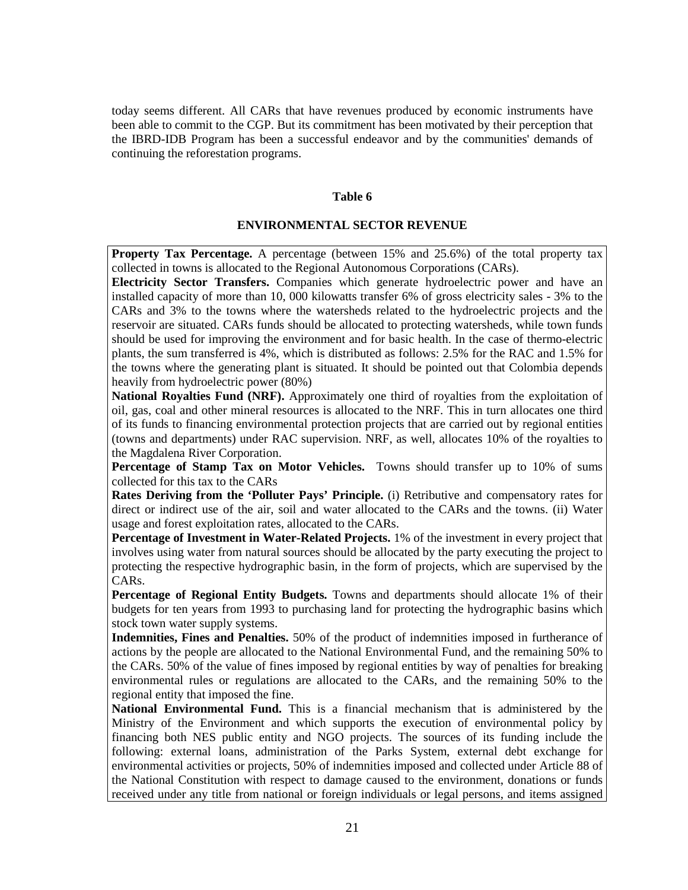today seems different. All CARs that have revenues produced by economic instruments have been able to commit to the CGP. But its commitment has been motivated by their perception that the IBRD-IDB Program has been a successful endeavor and by the communities' demands of continuing the reforestation programs.

**Table 6**

**ENVIRONMENTAL SECTOR REVENUE**

**Property Tax Percentage.** A percentage (between 15% and 25.6%) of the total property tax collected in towns is allocated to the Regional Autonomous Corporations (CARs).

**Electricity Sector Transfers.** Companies which generate hydroelectric power and have an installed capacity of more than 10, 000 kilowatts transfer 6% of gross electricity sales - 3% to the CARs and 3% to the towns where the watersheds related to the hydroelectric projects and the reservoir are situated. CARs funds should be allocated to protecting watersheds, while town funds should be used for improving the environment and for basic health. In the case of thermo-electric plants, the sum transferred is 4%, which is distributed as follows: 2.5% for the RAC and 1.5% for the towns where the generating plant is situated. It should be pointed out that Colombia depends heavily from hydroelectric power (80%)

**National Royalties Fund (NRF).** Approximately one third of royalties from the exploitation of oil, gas, coal and other mineral resources is allocated to the NRF. This in turn allocates one third of its funds to financing environmental protection projects that are carried out by regional entities (towns and departments) under RAC supervision. NRF, as well, allocates 10% of the royalties to the Magdalena River Corporation.

**Percentage of Stamp Tax on Motor Vehicles.** Towns should transfer up to 10% of sums collected for this tax to the CARs

**Rates Deriving from the 'Polluter Pays' Principle.** (i) Retributive and compensatory rates for direct or indirect use of the air, soil and water allocated to the CARs and the towns. (ii) Water usage and forest exploitation rates, allocated to the CARs.

**Percentage of Investment in Water-Related Projects.** 1% of the investment in every project that involves using water from natural sources should be allocated by the party executing the project to protecting the respective hydrographic basin, in the form of projects, which are supervised by the CARs.

**Percentage of Regional Entity Budgets.** Towns and departments should allocate 1% of their budgets for ten years from 1993 to purchasing land for protecting the hydrographic basins which stock town water supply systems.

**Indemnities, Fines and Penalties.** 50% of the product of indemnities imposed in furtherance of actions by the people are allocated to the National Environmental Fund, and the remaining 50% to the CARs. 50% of the value of fines imposed by regional entities by way of penalties for breaking environmental rules or regulations are allocated to the CARs, and the remaining 50% to the regional entity that imposed the fine.

**National Environmental Fund.** This is a financial mechanism that is administered by the Ministry of the Environment and which supports the execution of environmental policy by financing both NES public entity and NGO projects. The sources of its funding include the following: external loans, administration of the Parks System, external debt exchange for environmental activities or projects, 50% of indemnities imposed and collected under Article 88 of the National Constitution with respect to damage caused to the environment, donations or funds received under any title from national or foreign individuals or legal persons, and items assigned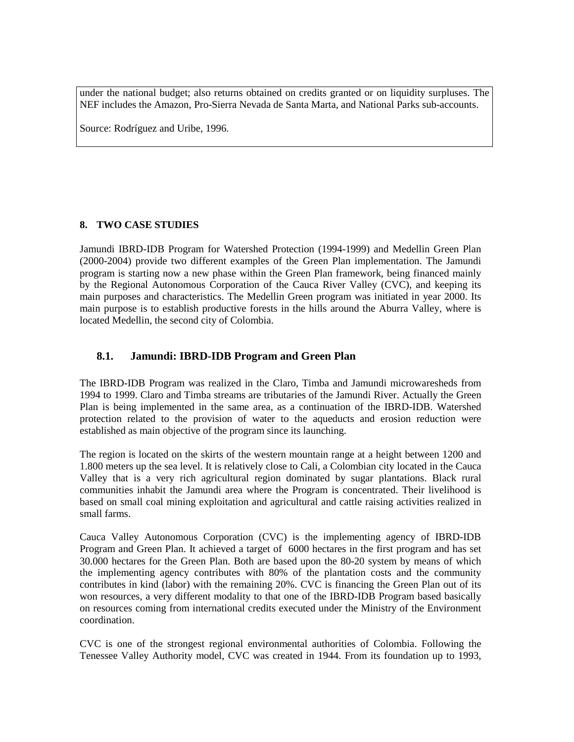under the national budget; also returns obtained on credits granted or on liquidity surpluses. The NEF includes the Amazon, Pro-Sierra Nevada de Santa Marta, and National Parks sub-accounts.

Source: Rodríguez and Uribe, 1996.

## 8. TWO CASE STUDIES

Jamundi IBRD-IDB Program for Watershed Protection (1994-1999) and Medellin Green Plan (2000-2004) provide two different examples of the Green Plan implementation. The Jamundi program is starting now a new phase within the Green Plan framework, being financed mainly by the Regional Autonomous Corporation of the Cauca River Valley (CVC), and keeping its main purposes and characteristics. The Medellin Green program was initiated in year 2000. Its main purpose is to establish productive forests in the hills around the Aburra Valley, where is located Medellin, the second city of Colombia.

### 8.1. Jamundi: IBRD-IDB Program and Green Plan

The IBRD-IDB Program was realized in the Claro, Timba and Jamundi microwaresheds from 1994 to 1999. Claro and Timba streams are tributaries of the Jamundi River. Actually the Green Plan is being implemented in the same area, as a continuation of the IBRD-IDB. Watershed protection related to the provision of water to the aqueducts and erosion reduction were established as main objective of the program since its launching.

The region is located on the skirts of the western mountain range at a height between 1200 and 1.800 meters up the sea level. It is relatively close to Cali, a Colombian city located in the Cauca Valley that is a very rich agricultural region dominated by sugar plantations. Black rural communities inhabit the Jamundi area where the Program is concentrated. Their livelihood is based on small coal mining exploitation and agricultural and cattle raising activities realized in small farms.

Cauca Valley Autonomous Corporation (CVC) is the implementing agency of IBRD-IDB Program and Green Plan. It achieved a target of 6000 hectares in the first program and has set 30.000 hectares for the Green Plan. Both are based upon the 80-20 system by means of which the implementing agency contributes with 80% of the plantation costs and the community contributes in kind (labor) with the remaining 20%. CVC is financing the Green Plan out of its won resources, a very different modality to that one of the IBRD-IDB Program based basically on resources coming from international credits executed under the Ministry of the Environment coordination.

CVC is one of the strongest regional environmental authorities of Colombia. Following the Tenessee Valley Authority model, CVC was created in 1944. From its foundation up to 1993,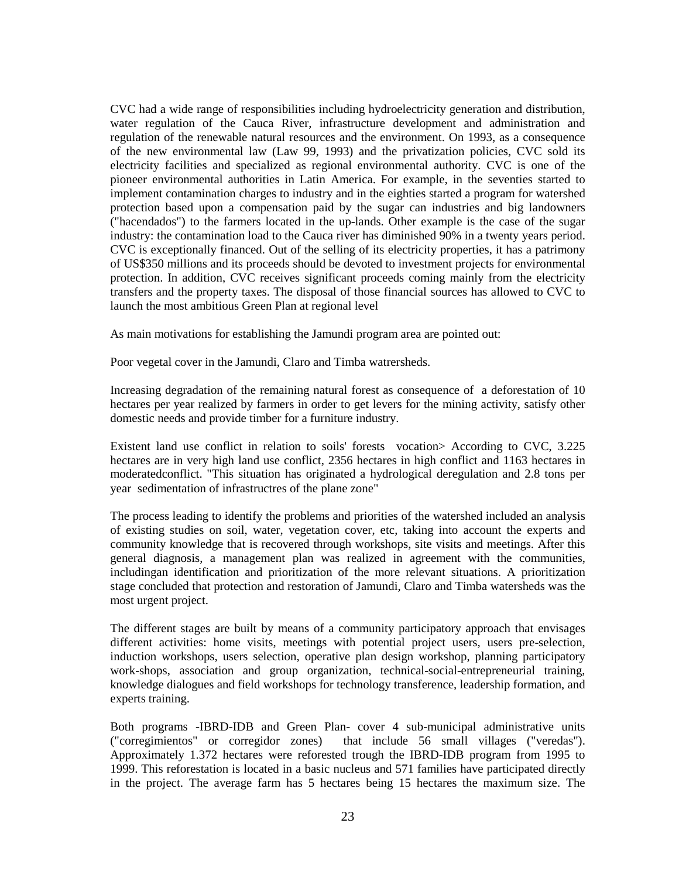CVC had a wide range of responsibilities including hydroelectricity generation and distribution, water regulation of the Cauca River, infrastructure development and administration and regulation of the renewable natural resources and the environment. On 1993, as a consequence of the new environmental law (Law 99, 1993) and the privatization policies, CVC sold its electricity facilities and specialized as regional environmental authority. CVC is one of the pioneer environmental authorities in Latin America. For example, in the seventies started to implement contamination charges to industry and in the eighties started a program for watershed protection based upon a compensation paid by the sugar can industries and big landowners ("hacendados") to the farmers located in the up-lands. Other example is the case of the sugar industry: the contamination load to the Cauca river has diminished 90% in a twenty years period. CVC is exceptionally financed. Out of the selling of its electricity properties, it has a patrimony of US$350 millions and its proceeds should be devoted to investment projects for environmental protection. In addition, CVC receives significant proceeds coming mainly from the electricity transfers and the property taxes. The disposal of those financial sources has allowed to CVC to launch the most ambitious Green Plan at regional level

As main motivations for establishing the Jamundi program area are pointed out:

Poor vegetal cover in the Jamundi, Claro and Timba watrersheds.

Increasing degradation of the remaining natural forest as consequence of a deforestation of 10 hectares per year realized by farmers in order to get levers for the mining activity, satisfy other domestic needs and provide timber for a furniture industry.

Existent land use conflict in relation to soils' forests vocation> According to CVC, 3.225 hectares are in very high land use conflict, 2356 hectares in high conflict and 1163 hectares in moderatedconflict. "This situation has originated a hydrological deregulation and 2.8 tons per year sedimentation of infrastructres of the plane zone"

The process leading to identify the problems and priorities of the watershed included an analysis of existing studies on soil, water, vegetation cover, etc, taking into account the experts and community knowledge that is recovered through workshops, site visits and meetings. After this general diagnosis, a management plan was realized in agreement with the communities, includingan identification and prioritization of the more relevant situations. A prioritization stage concluded that protection and restoration of Jamundi, Claro and Timba watersheds was the most urgent project.

The different stages are built by means of a community participatory approach that envisages different activities: home visits, meetings with potential project users, users pre-selection, induction workshops, users selection, operative plan design workshop, planning participatory work-shops, association and group organization, technical-social-entrepreneurial training, knowledge dialogues and field workshops for technology transference, leadership formation, and experts training.

Both programs -IBRD-IDB and Green Plan- cover 4 sub-municipal administrative units ("corregimientos" or corregidor zones) that include 56 small villages ("veredas"). Approximately 1.372 hectares were reforested trough the IBRD-IDB program from 1995 to 1999. This reforestation is located in a basic nucleus and 571 families have participated directly in the project. The average farm has 5 hectares being 15 hectares the maximum size. The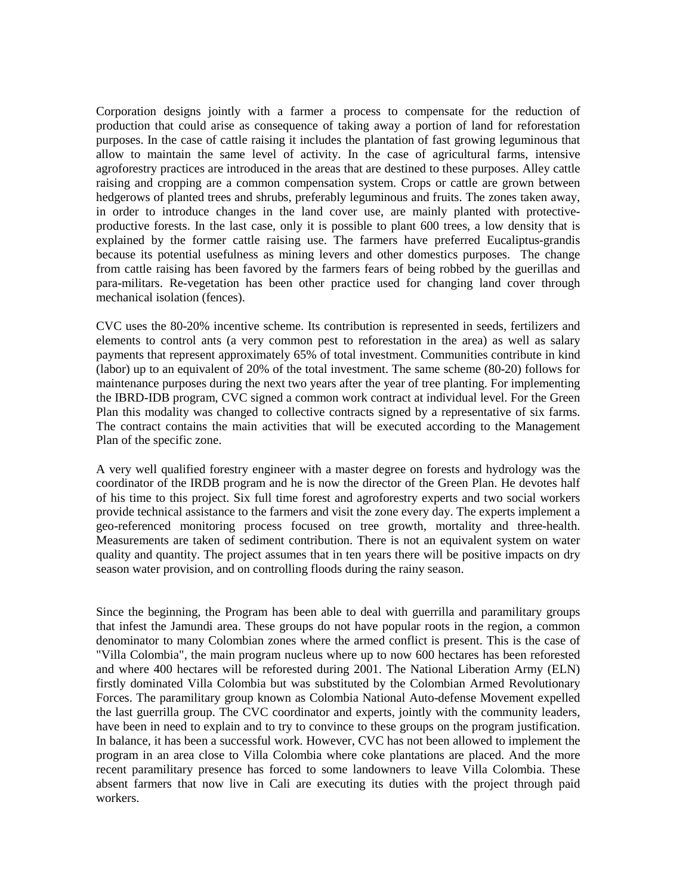Corporation designs jointly with a farmer a process to compensate for the reduction of production that could arise as consequence of taking away a portion of land for reforestation purposes. In the case of cattle raising it includes the plantation of fast growing leguminous that allow to maintain the same level of activity. In the case of agricultural farms, intensive agroforestry practices are introduced in the areas that are destined to these purposes. Alley cattle raising and cropping are a common compensation system. Crops or cattle are grown between hedgerows of planted trees and shrubs, preferably leguminous and fruits. The zones taken away, in order to introduce changes in the land cover use, are mainly planted with protective-productive forests. In the last case, only it is possible to plant 600 trees, a low density that is explained by the former cattle raising use. The farmers have preferred Eucaliptus-grandis because its potential usefulness as mining levers and other domestics purposes. The change from cattle raising has been favored by the farmers fears of being robbed by the guerillas and para-militars. Re-vegetation has been other practice used for changing land cover through mechanical isolation (fences).

CVC uses the 80-20% incentive scheme. Its contribution is represented in seeds, fertilizers and elements to control ants (a very common pest to reforestation in the area) as well as salary payments that represent approximately 65% of total investment. Communities contribute in kind (labor) up to an equivalent of 20% of the total investment. The same scheme (80-20) follows for maintenance purposes during the next two years after the year of tree planting. For implementing the IBRD-IDB program, CVC signed a common work contract at individual level. For the Green Plan this modality was changed to collective contracts signed by a representative of six farms. The contract contains the main activities that will be executed according to the Management Plan of the specific zone.

A very well qualified forestry engineer with a master degree on forests and hydrology was the coordinator of the IRDB program and he is now the director of the Green Plan. He devotes half of his time to this project. Six full time forest and agroforestry experts and two social workers provide technical assistance to the farmers and visit the zone every day. The experts implement a geo-referenced monitoring process focused on tree growth, mortality and three-health. Measurements are taken of sediment contribution. There is not an equivalent system on water quality and quantity. The project assumes that in ten years there will be positive impacts on dry season water provision, and on controlling floods during the rainy season.

Since the beginning, the Program has been able to deal with guerrilla and paramilitary groups that infest the Jamundi area. These groups do not have popular roots in the region, a common denominator to many Colombian zones where the armed conflict is present. This is the case of "Villa Colombia", the main program nucleus where up to now 600 hectares has been reforested and where 400 hectares will be reforested during 2001. The National Liberation Army (ELN) firstly dominated Villa Colombia but was substituted by the Colombian Armed Revolutionary Forces. The paramilitary group known as Colombia National Auto-defense Movement expelled the last guerrilla group. The CVC coordinator and experts, jointly with the community leaders, have been in need to explain and to try to convince to these groups on the program justification. In balance, it has been a successful work. However, CVC has not been allowed to implement the program in an area close to Villa Colombia where coke plantations are placed. And the more recent paramilitary presence has forced to some landowners to leave Villa Colombia. These absent farmers that now live in Cali are executing its duties with the project through paid workers.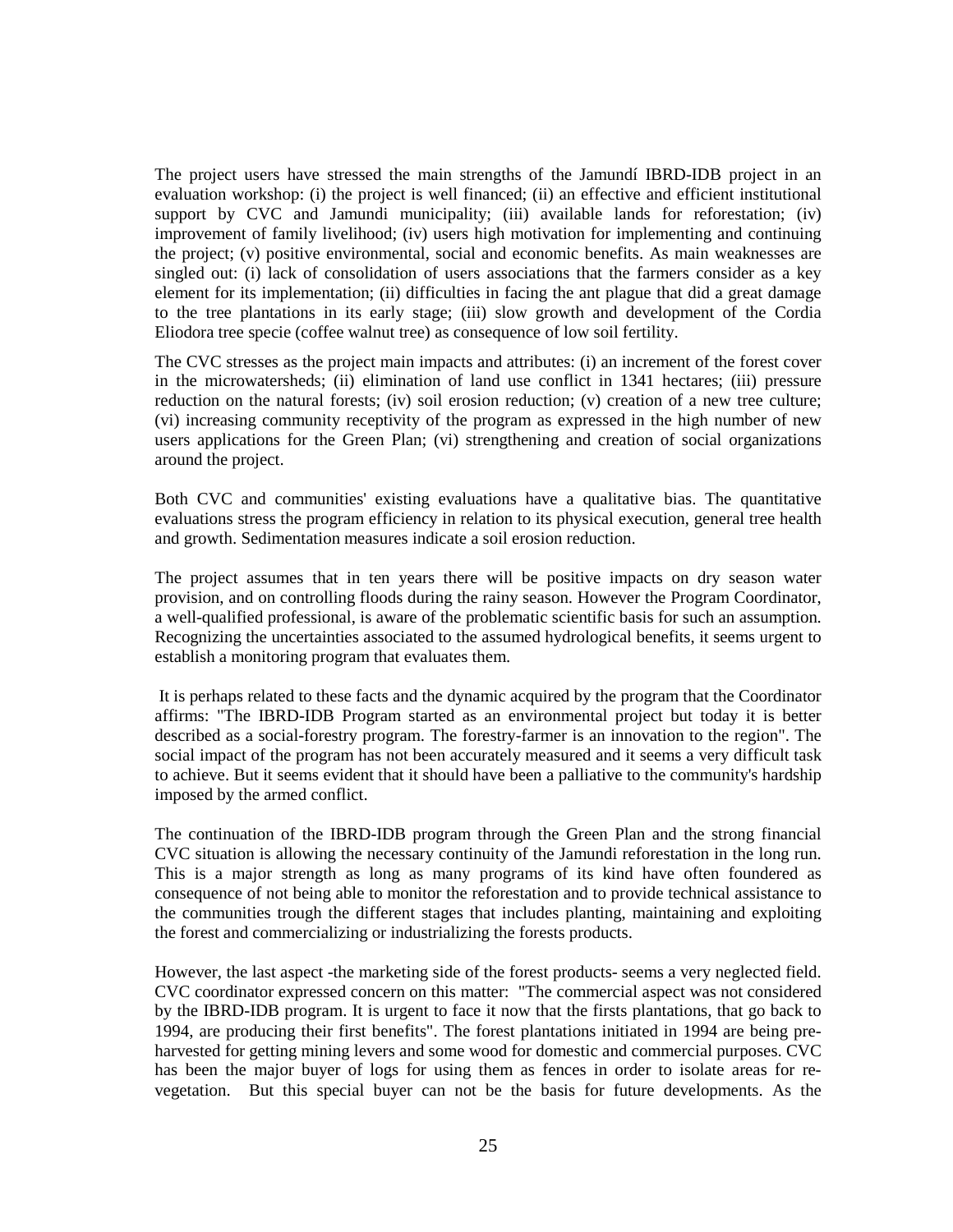The project users have stressed the main strengths of the Jamundí IBRD-IDB project in an evaluation workshop: (i) the project is well financed; (ii) an effective and efficient institutional support by CVC and Jamundi municipality; (iii) available lands for reforestation; (iv) improvement of family livelihood; (iv) users high motivation for implementing and continuing the project; (v) positive environmental, social and economic benefits. As main weaknesses are singled out: (i) lack of consolidation of users associations that the farmers consider as a key element for its implementation; (ii) difficulties in facing the ant plague that did a great damage to the tree plantations in its early stage; (iii) slow growth and development of the Cordia Eliodora tree specie (coffee walnut tree) as consequence of low soil fertility.

The CVC stresses as the project main impacts and attributes: (i) an increment of the forest cover in the microwatersheds; (ii) elimination of land use conflict in 1341 hectares; (iii) pressure reduction on the natural forests; (iv) soil erosion reduction; (v) creation of a new tree culture; (vi) increasing community receptivity of the program as expressed in the high number of new users applications for the Green Plan; (vi) strengthening and creation of social organizations around the project.

Both CVC and communities' existing evaluations have a qualitative bias. The quantitative evaluations stress the program efficiency in relation to its physical execution, general tree health and growth. Sedimentation measures indicate a soil erosion reduction.

The project assumes that in ten years there will be positive impacts on dry season water provision, and on controlling floods during the rainy season. However the Program Coordinator, a well-qualified professional, is aware of the problematic scientific basis for such an assumption. Recognizing the uncertainties associated to the assumed hydrological benefits, it seems urgent to establish a monitoring program that evaluates them.

It is perhaps related to these facts and the dynamic acquired by the program that the Coordinator affirms: "The IBRD-IDB Program started as an environmental project but today it is better described as a social-forestry program. The forestry-farmer is an innovation to the region". The social impact of the program has not been accurately measured and it seems a very difficult task to achieve. But it seems evident that it should have been a palliative to the community's hardship imposed by the armed conflict.

The continuation of the IBRD-IDB program through the Green Plan and the strong financial CVC situation is allowing the necessary continuity of the Jamundi reforestation in the long run. This is a major strength as long as many programs of its kind have often foundered as consequence of not being able to monitor the reforestation and to provide technical assistance to the communities trough the different stages that includes planting, maintaining and exploiting the forest and commercializing or industrializing the forests products.

However, the last aspect -the marketing side of the forest products- seems a very neglected field. CVC coordinator expressed concern on this matter: "The commercial aspect was not considered by the IBRD-IDB program. It is urgent to face it now that the firsts plantations, that go back to 1994, are producing their first benefits". The forest plantations initiated in 1994 are being pre-harvested for getting mining levers and some wood for domestic and commercial purposes. CVC has been the major buyer of logs for using them as fences in order to isolate areas for re-vegetation. But this special buyer can not be the basis for future developments. As the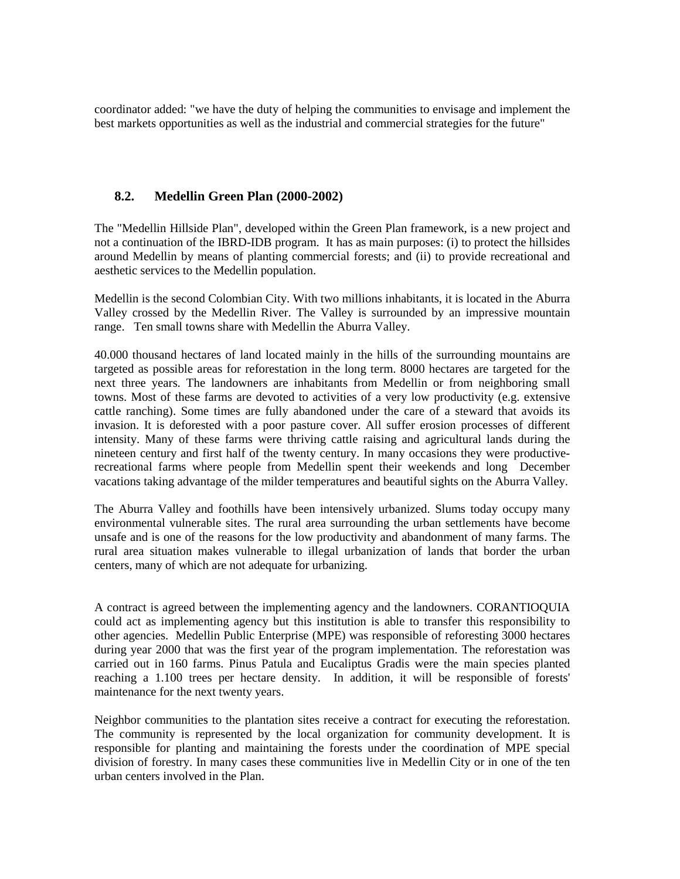coordinator added: "we have the duty of helping the communities to envisage and implement the best markets opportunities as well as the industrial and commercial strategies for the future"

### 8.2. Medellin Green Plan (2000-2002)

The "Medellin Hillside Plan", developed within the Green Plan framework, is a new project and not a continuation of the IBRD-IDB program. It has as main purposes: (i) to protect the hillsides around Medellin by means of planting commercial forests; and (ii) to provide recreational and aesthetic services to the Medellin population.

Medellin is the second Colombian City. With two millions inhabitants, it is located in the Aburra Valley crossed by the Medellin River. The Valley is surrounded by an impressive mountain range. Ten small towns share with Medellin the Aburra Valley.

40.000 thousand hectares of land located mainly in the hills of the surrounding mountains are targeted as possible areas for reforestation in the long term. 8000 hectares are targeted for the next three years. The landowners are inhabitants from Medellin or from neighboring small towns. Most of these farms are devoted to activities of a very low productivity (e.g. extensive cattle ranching). Some times are fully abandoned under the care of a steward that avoids its invasion. It is deforested with a poor pasture cover. All suffer erosion processes of different intensity. Many of these farms were thriving cattle raising and agricultural lands during the nineteen century and first half of the twenty century. In many occasions they were productive-recreational farms where people from Medellin spent their weekends and long December vacations taking advantage of the milder temperatures and beautiful sights on the Aburra Valley.

The Aburra Valley and foothills have been intensively urbanized. Slums today occupy many environmental vulnerable sites. The rural area surrounding the urban settlements have become unsafe and is one of the reasons for the low productivity and abandonment of many farms. The rural area situation makes vulnerable to illegal urbanization of lands that border the urban centers, many of which are not adequate for urbanizing.

A contract is agreed between the implementing agency and the landowners. CORANTIOQUIA could act as implementing agency but this institution is able to transfer this responsibility to other agencies. Medellin Public Enterprise (MPE) was responsible of reforesting 3000 hectares during year 2000 that was the first year of the program implementation. The reforestation was carried out in 160 farms. Pinus Patula and Eucaliptus Gradis were the main species planted reaching a 1.100 trees per hectare density. In addition, it will be responsible of forests' maintenance for the next twenty years.

Neighbor communities to the plantation sites receive a contract for executing the reforestation. The community is represented by the local organization for community development. It is responsible for planting and maintaining the forests under the coordination of MPE special division of forestry. In many cases these communities live in Medellin City or in one of the ten urban centers involved in the Plan.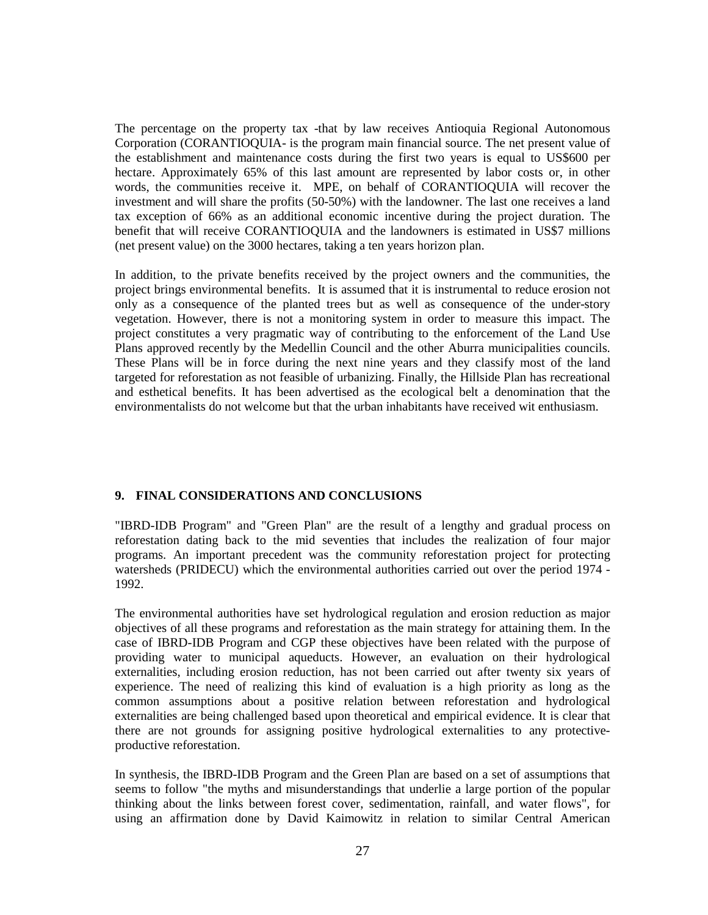The percentage on the property tax -that by law receives Antioquia Regional Autonomous Corporation (CORANTIOQUIA- is the program main financial source. The net present value of the establishment and maintenance costs during the first two years is equal to US$600 per hectare. Approximately 65% of this last amount are represented by labor costs or, in other words, the communities receive it. MPE, on behalf of CORANTIOQUIA will recover the investment and will share the profits (50-50%) with the landowner. The last one receives a land tax exception of 66% as an additional economic incentive during the project duration. The benefit that will receive CORANTIOQUIA and the landowners is estimated in US$7 millions (net present value) on the 3000 hectares, taking a ten years horizon plan.

In addition, to the private benefits received by the project owners and the communities, the project brings environmental benefits. It is assumed that it is instrumental to reduce erosion not only as a consequence of the planted trees but as well as consequence of the under-story vegetation. However, there is not a monitoring system in order to measure this impact. The project constitutes a very pragmatic way of contributing to the enforcement of the Land Use Plans approved recently by the Medellin Council and the other Aburra municipalities councils. These Plans will be in force during the next nine years and they classify most of the land targeted for reforestation as not feasible of urbanizing. Finally, the Hillside Plan has recreational and esthetical benefits. It has been advertised as the ecological belt a denomination that the environmentalists do not welcome but that the urban inhabitants have received wit enthusiasm.

## 9. FINAL CONSIDERATIONS AND CONCLUSIONS

"IBRD-IDB Program" and "Green Plan" are the result of a lengthy and gradual process on reforestation dating back to the mid seventies that includes the realization of four major programs. An important precedent was the community reforestation project for protecting watersheds (PRIDECU) which the environmental authorities carried out over the period 1974 - 1992.

The environmental authorities have set hydrological regulation and erosion reduction as major objectives of all these programs and reforestation as the main strategy for attaining them. In the case of IBRD-IDB Program and CGP these objectives have been related with the purpose of providing water to municipal aqueducts. However, an evaluation on their hydrological externalities, including erosion reduction, has not been carried out after twenty six years of experience. The need of realizing this kind of evaluation is a high priority as long as the common assumptions about a positive relation between reforestation and hydrological externalities are being challenged based upon theoretical and empirical evidence. It is clear that there are not grounds for assigning positive hydrological externalities to any protective-productive reforestation.

In synthesis, the IBRD-IDB Program and the Green Plan are based on a set of assumptions that seems to follow "the myths and misunderstandings that underlie a large portion of the popular thinking about the links between forest cover, sedimentation, rainfall, and water flows", for using an affirmation done by David Kaimowitz in relation to similar Central American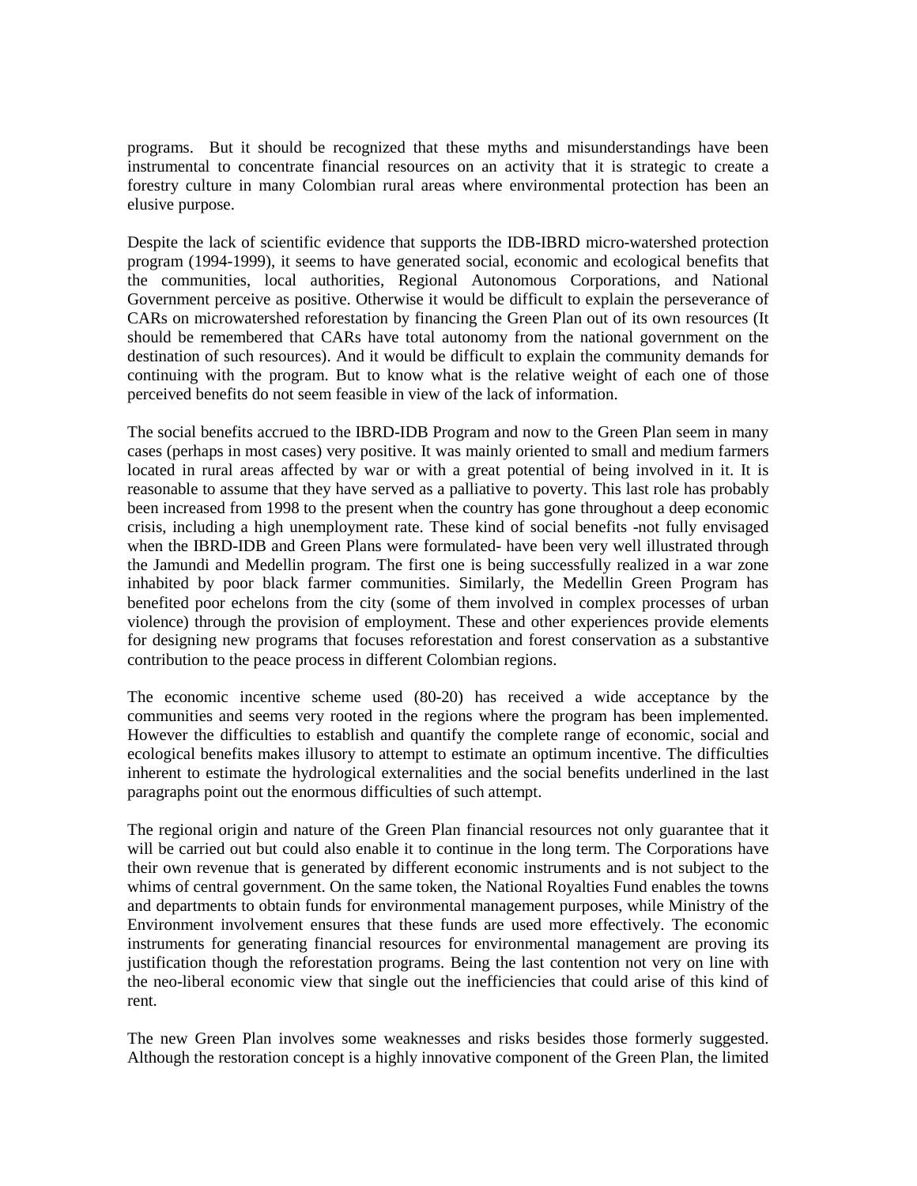programs. But it should be recognized that these myths and misunderstandings have been instrumental to concentrate financial resources on an activity that it is strategic to create a forestry culture in many Colombian rural areas where environmental protection has been an elusive purpose.

Despite the lack of scientific evidence that supports the IDB-IBRD micro-watershed protection program (1994-1999), it seems to have generated social, economic and ecological benefits that the communities, local authorities, Regional Autonomous Corporations, and National Government perceive as positive. Otherwise it would be difficult to explain the perseverance of CARs on microwatershed reforestation by financing the Green Plan out of its own resources (It should be remembered that CARs have total autonomy from the national government on the destination of such resources). And it would be difficult to explain the community demands for continuing with the program. But to know what is the relative weight of each one of those perceived benefits do not seem feasible in view of the lack of information.

The social benefits accrued to the IBRD-IDB Program and now to the Green Plan seem in many cases (perhaps in most cases) very positive. It was mainly oriented to small and medium farmers located in rural areas affected by war or with a great potential of being involved in it. It is reasonable to assume that they have served as a palliative to poverty. This last role has probably been increased from 1998 to the present when the country has gone throughout a deep economic crisis, including a high unemployment rate. These kind of social benefits -not fully envisaged when the IBRD-IDB and Green Plans were formulated- have been very well illustrated through the Jamundi and Medellin program. The first one is being successfully realized in a war zone inhabited by poor black farmer communities. Similarly, the Medellin Green Program has benefited poor echelons from the city (some of them involved in complex processes of urban violence) through the provision of employment. These and other experiences provide elements for designing new programs that focuses reforestation and forest conservation as a substantive contribution to the peace process in different Colombian regions.

The economic incentive scheme used (80-20) has received a wide acceptance by the communities and seems very rooted in the regions where the program has been implemented. However the difficulties to establish and quantify the complete range of economic, social and ecological benefits makes illusory to attempt to estimate an optimum incentive. The difficulties inherent to estimate the hydrological externalities and the social benefits underlined in the last paragraphs point out the enormous difficulties of such attempt.

The regional origin and nature of the Green Plan financial resources not only guarantee that it will be carried out but could also enable it to continue in the long term. The Corporations have their own revenue that is generated by different economic instruments and is not subject to the whims of central government. On the same token, the National Royalties Fund enables the towns and departments to obtain funds for environmental management purposes, while Ministry of the Environment involvement ensures that these funds are used more effectively. The economic instruments for generating financial resources for environmental management are proving its justification though the reforestation programs. Being the last contention not very on line with the neo-liberal economic view that single out the inefficiencies that could arise of this kind of rent.

The new Green Plan involves some weaknesses and risks besides those formerly suggested. Although the restoration concept is a highly innovative component of the Green Plan, the limited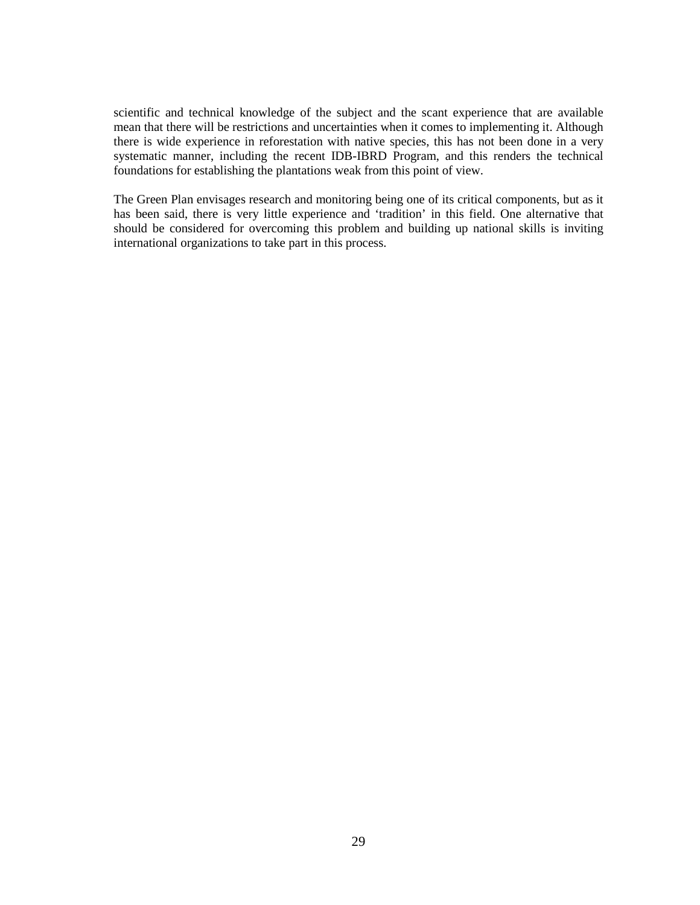scientific and technical knowledge of the subject and the scant experience that are available mean that there will be restrictions and uncertainties when it comes to implementing it. Although there is wide experience in reforestation with native species, this has not been done in a very systematic manner, including the recent IDB-IBRD Program, and this renders the technical foundations for establishing the plantations weak from this point of view.

The Green Plan envisages research and monitoring being one of its critical components, but as it has been said, there is very little experience and 'tradition' in this field. One alternative that should be considered for overcoming this problem and building up national skills is inviting international organizations to take part in this process.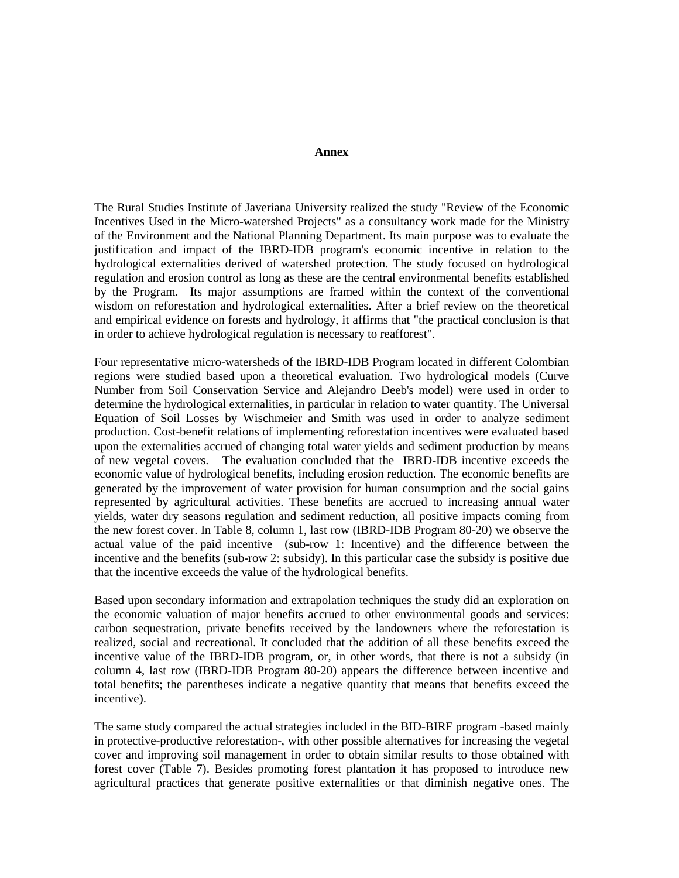**Annex**

The Rural Studies Institute of Javeriana University realized the study "Review of the Economic Incentives Used in the Micro-watershed Projects" as a consultancy work made for the Ministry of the Environment and the National Planning Department. Its main purpose was to evaluate the justification and impact of the IBRD-IDB program's economic incentive in relation to the hydrological externalities derived of watershed protection. The study focused on hydrological regulation and erosion control as long as these are the central environmental benefits established by the Program. Its major assumptions are framed within the context of the conventional wisdom on reforestation and hydrological externalities. After a brief review on the theoretical and empirical evidence on forests and hydrology, it affirms that "the practical conclusion is that in order to achieve hydrological regulation is necessary to reafforest".

Four representative micro-watersheds of the IBRD-IDB Program located in different Colombian regions were studied based upon a theoretical evaluation. Two hydrological models (Curve Number from Soil Conservation Service and Alejandro Deeb's model) were used in order to determine the hydrological externalities, in particular in relation to water quantity. The Universal Equation of Soil Losses by Wischmeier and Smith was used in order to analyze sediment production. Cost-benefit relations of implementing reforestation incentives were evaluated based upon the externalities accrued of changing total water yields and sediment production by means of new vegetal covers. The evaluation concluded that the IBRD-IDB incentive exceeds the economic value of hydrological benefits, including erosion reduction. The economic benefits are generated by the improvement of water provision for human consumption and the social gains represented by agricultural activities. These benefits are accrued to increasing annual water yields, water dry seasons regulation and sediment reduction, all positive impacts coming from the new forest cover. In Table 8, column 1, last row (IBRD-IDB Program 80-20) we observe the actual value of the paid incentive (sub-row 1: Incentive) and the difference between the incentive and the benefits (sub-row 2: subsidy). In this particular case the subsidy is positive due that the incentive exceeds the value of the hydrological benefits.

Based upon secondary information and extrapolation techniques the study did an exploration on the economic valuation of major benefits accrued to other environmental goods and services: carbon sequestration, private benefits received by the landowners where the reforestation is realized, social and recreational. It concluded that the addition of all these benefits exceed the incentive value of the IBRD-IDB program, or, in other words, that there is not a subsidy (in column 4, last row (IBRD-IDB Program 80-20) appears the difference between incentive and total benefits; the parentheses indicate a negative quantity that means that benefits exceed the incentive).

The same study compared the actual strategies included in the BID-BIRF program -based mainly in protective-productive reforestation-, with other possible alternatives for increasing the vegetal cover and improving soil management in order to obtain similar results to those obtained with forest cover (Table 7). Besides promoting forest plantation it has proposed to introduce new agricultural practices that generate positive externalities or that diminish negative ones. The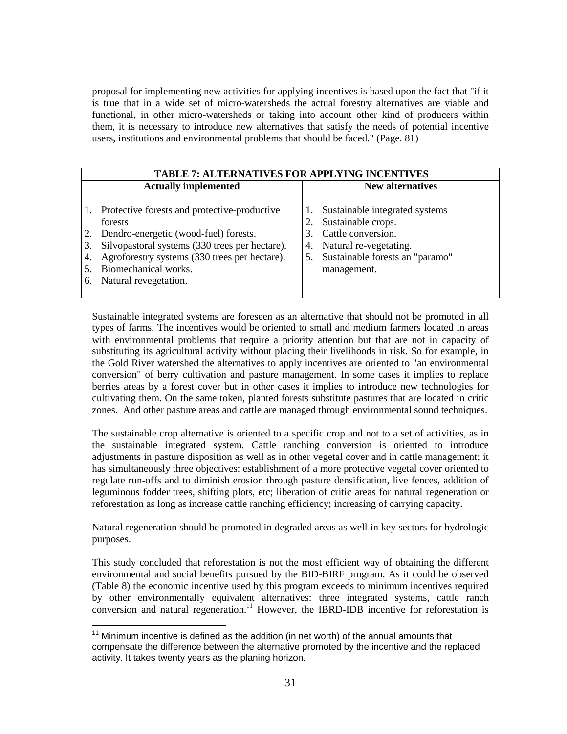proposal for implementing new activities for applying incentives is based upon the fact that "if it is true that in a wide set of micro-watersheds the actual forestry alternatives are viable and functional, in other micro-watersheds or taking into account other kind of producers within them, it is necessary to introduce new alternatives that satisfy the needs of potential incentive users, institutions and environmental problems that should be faced." (Page. 81)

| TABLE 7: ALTERNATIVES FOR APPLYING INCENTIVES | |
|---|---|
| **Actually implemented** | **New alternatives** |
| 1. Protective forests and protective-productive forests<br>2. Dendro-energetic (wood-fuel) forests.<br>3. Silvopastoral systems (330 trees per hectare).<br>4. Agroforestry systems (330 trees per hectare).<br>5. Biomechanical works.<br>6. Natural revegetation. | 1. Sustainable integrated systems<br>2. Sustainable crops.<br>3. Cattle conversion.<br>4. Natural re-vegetating.<br>5. Sustainable forests an "paramo" management. |

Sustainable integrated systems are foreseen as an alternative that should not be promoted in all types of farms. The incentives would be oriented to small and medium farmers located in areas with environmental problems that require a priority attention but that are not in capacity of substituting its agricultural activity without placing their livelihoods in risk. So for example, in the Gold River watershed the alternatives to apply incentives are oriented to "an environmental conversion" of berry cultivation and pasture management. In some cases it implies to replace berries areas by a forest cover but in other cases it implies to introduce new technologies for cultivating them. On the same token, planted forests substitute pastures that are located in critic zones. And other pasture areas and cattle are managed through environmental sound techniques.

The sustainable crop alternative is oriented to a specific crop and not to a set of activities, as in the sustainable integrated system. Cattle ranching conversion is oriented to introduce adjustments in pasture disposition as well as in other vegetal cover and in cattle management; it has simultaneously three objectives: establishment of a more protective vegetal cover oriented to regulate run-offs and to diminish erosion through pasture densification, live fences, addition of leguminous fodder trees, shifting plots, etc; liberation of critic areas for natural regeneration or reforestation as long as increase cattle ranching efficiency; increasing of carrying capacity.

Natural regeneration should be promoted in degraded areas as well in key sectors for hydrologic purposes.

This study concluded that reforestation is not the most efficient way of obtaining the different environmental and social benefits pursued by the BID-BIRF program. As it could be observed (Table 8) the economic incentive used by this program exceeds to minimum incentives required by other environmentally equivalent alternatives: three integrated systems, cattle ranch conversion and natural regeneration.[11] However, the IBRD-IDB incentive for reforestation is

[11] Minimum incentive is defined as the addition (in net worth) of the annual amounts that compensate the difference between the alternative promoted by the incentive and the replaced activity. It takes twenty years as the planing horizon.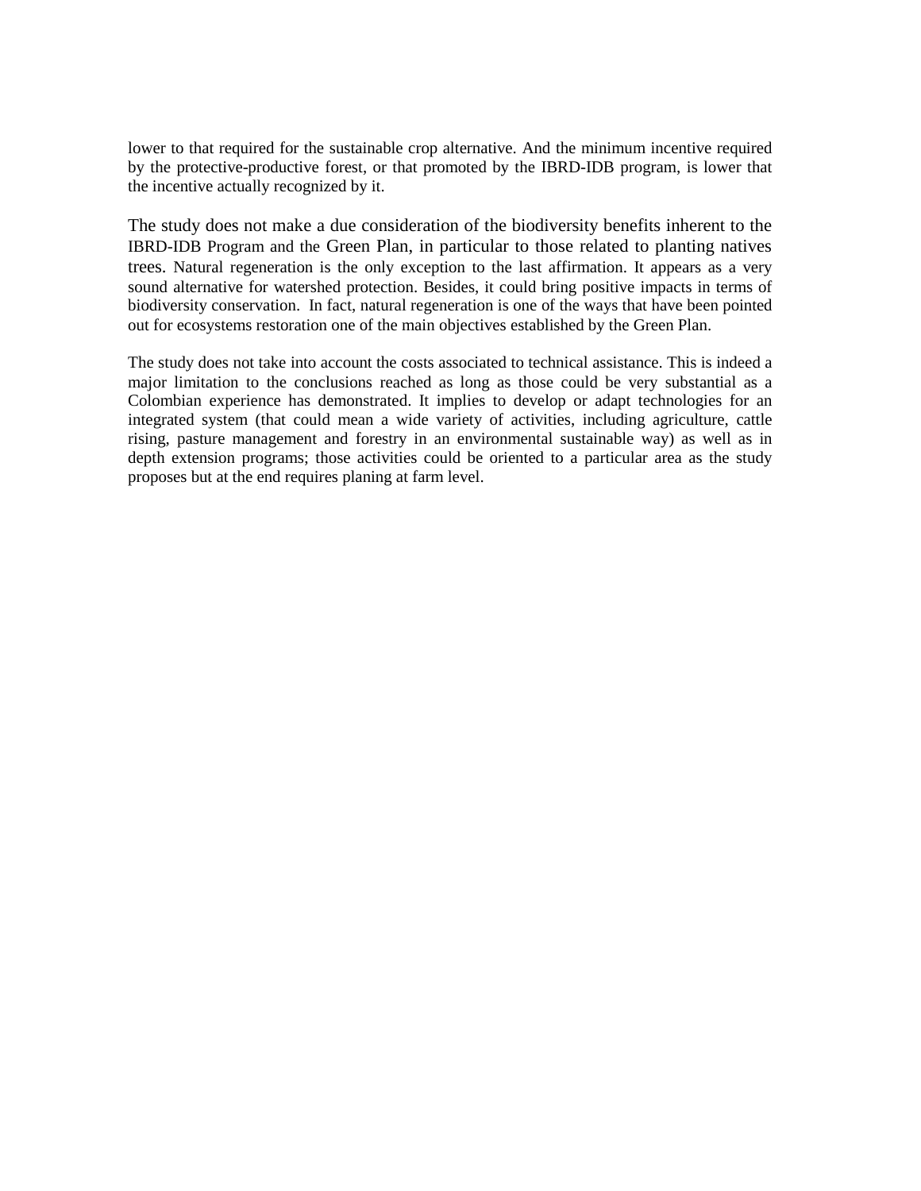lower to that required for the sustainable crop alternative. And the minimum incentive required by the protective-productive forest, or that promoted by the IBRD-IDB program, is lower that the incentive actually recognized by it.

The study does not make a due consideration of the biodiversity benefits inherent to the IBRD-IDB Program and the Green Plan, in particular to those related to planting natives trees. Natural regeneration is the only exception to the last affirmation. It appears as a very sound alternative for watershed protection. Besides, it could bring positive impacts in terms of biodiversity conservation. In fact, natural regeneration is one of the ways that have been pointed out for ecosystems restoration one of the main objectives established by the Green Plan.

The study does not take into account the costs associated to technical assistance. This is indeed a major limitation to the conclusions reached as long as those could be very substantial as a Colombian experience has demonstrated. It implies to develop or adapt technologies for an integrated system (that could mean a wide variety of activities, including agriculture, cattle rising, pasture management and forestry in an environmental sustainable way) as well as in depth extension programs; those activities could be oriented to a particular area as the study proposes but at the end requires planing at farm level.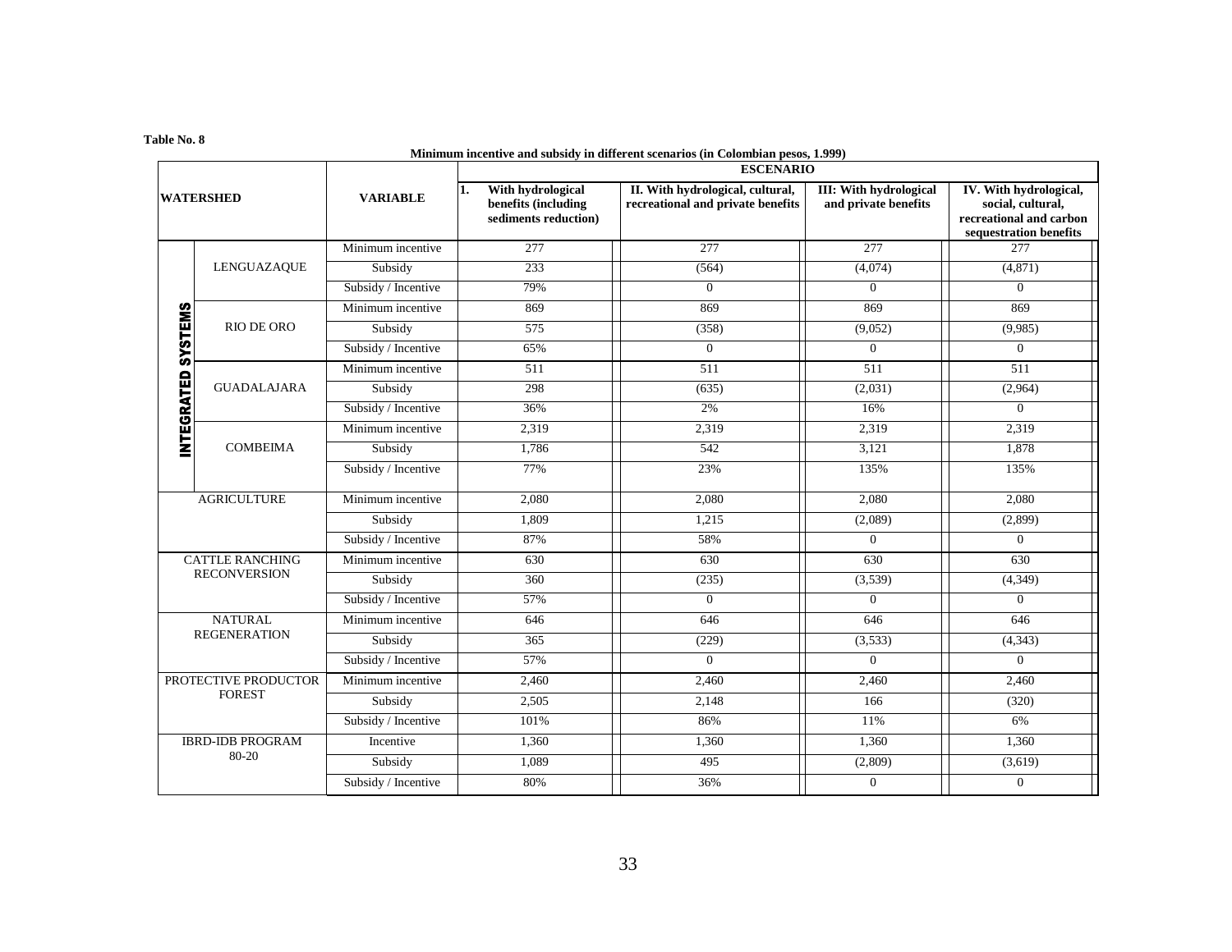**Table No. 8**

**Minimum incentive and subsidy in different scenarios (in Colombian pesos, 1.999)**

| WATERSHED | | VARIABLE | ESCENARIO | | | |
|---|---|---|---|---|---|---|
| | | | 1. With hydrological benefits (including sediments reduction) | II. With hydrological, cultural, recreational and private benefits | III: With hydrological and private benefits | IV. With hydrological, social, cultural, recreational and carbon sequestration benefits |
| INTEGRATED SYSTEMS | LENGUAZAQUE | Minimum incentive | 277 | 277 | 277 | 277 |
| | | Subsidy | 233 | (564) | (4,074) | (4,871) |
| | | Subsidy / Incentive | 79% | 0 | 0 | 0 |
| | RIO DE ORO | Minimum incentive | 869 | 869 | 869 | 869 |
| | | Subsidy | 575 | (358) | (9,052) | (9,985) |
| | | Subsidy / Incentive | 65% | 0 | 0 | 0 |
| | GUADALAJARA | Minimum incentive | 511 | 511 | 511 | 511 |
| | | Subsidy | 298 | (635) | (2,031) | (2,964) |
| | | Subsidy / Incentive | 36% | 2% | 16% | 0 |
| | COMBEIMA | Minimum incentive | 2,319 | 2,319 | 2,319 | 2,319 |
| | | Subsidy | 1,786 | 542 | 3,121 | 1,878 |
| | | Subsidy / Incentive | 77% | 23% | 135% | 135% |
| AGRICULTURE | | Minimum incentive | 2,080 | 2,080 | 2,080 | 2,080 |
| | | Subsidy | 1,809 | 1,215 | (2,089) | (2,899) |
| | | Subsidy / Incentive | 87% | 58% | 0 | 0 |
| CATTLE RANCHING RECONVERSION | | Minimum incentive | 630 | 630 | 630 | 630 |
| | | Subsidy | 360 | (235) | (3,539) | (4,349) |
| | | Subsidy / Incentive | 57% | 0 | 0 | 0 |
| NATURAL REGENERATION | | Minimum incentive | 646 | 646 | 646 | 646 |
| | | Subsidy | 365 | (229) | (3,533) | (4,343) |
| | | Subsidy / Incentive | 57% | 0 | 0 | 0 |
| PROTECTIVE PRODUCTOR FOREST | | Minimum incentive | 2,460 | 2,460 | 2,460 | 2,460 |
| | | Subsidy | 2,505 | 2,148 | 166 | (320) |
| | | Subsidy / Incentive | 101% | 86% | 11% | 6% |
| IBRD-IDB PROGRAM 80-20 | | Incentive | 1,360 | 1,360 | 1,360 | 1,360 |
| | | Subsidy | 1,089 | 495 | (2,809) | (3,619) |
| | | Subsidy / Incentive | 80% | 36% | 0 | 0 |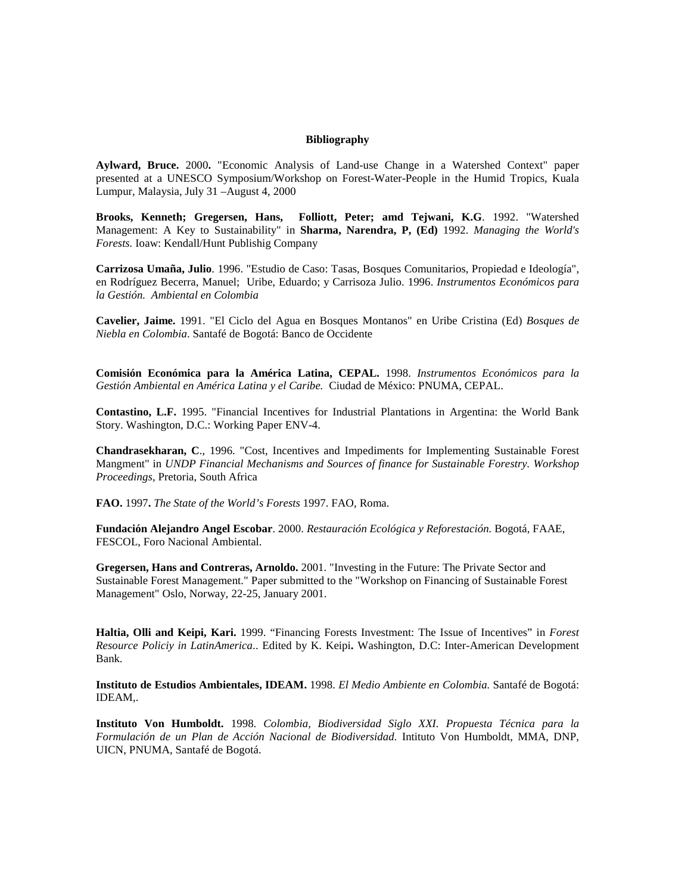**Bibliography**

**Aylward, Bruce.** 2000**.** "Economic Analysis of Land-use Change in a Watershed Context" paper presented at a UNESCO Symposium/Workshop on Forest-Water-People in the Humid Tropics, Kuala Lumpur, Malaysia, July 31 –August 4, 2000

**Brooks, Kenneth; Gregersen, Hans, Folliott, Peter; amd Tejwani, K.G**. 1992. "Watershed Management: A Key to Sustainability" in **Sharma, Narendra, P, (Ed)** 1992. *Managing the World's Forests.* Ioaw: Kendall/Hunt Publishig Company

**Carrizosa Umaña, Julio**. 1996. "Estudio de Caso: Tasas, Bosques Comunitarios, Propiedad e Ideología", en Rodríguez Becerra, Manuel; Uribe, Eduardo; y Carrisoza Julio. 1996. *Instrumentos Económicos para la Gestión. Ambiental en Colombia*

**Cavelier, Jaime.** 1991. "El Ciclo del Agua en Bosques Montanos" en Uribe Cristina (Ed) *Bosques de Niebla en Colombia*. Santafé de Bogotá: Banco de Occidente

**Comisión Económica para la América Latina, CEPAL.** 1998. *Instrumentos Económicos para la Gestión Ambiental en América Latina y el Caribe.* Ciudad de México: PNUMA, CEPAL.

**Contastino, L.F.** 1995. "Financial Incentives for Industrial Plantations in Argentina: the World Bank Story. Washington, D.C.: Working Paper ENV-4.

**Chandrasekharan, C**., 1996. "Cost, Incentives and Impediments for Implementing Sustainable Forest Mangment" in *UNDP Financial Mechanisms and Sources of finance for Sustainable Forestry. Workshop Proceedings*, Pretoria, South Africa

**FAO.** 1997**.** *The State of the World's Forests* 1997. FAO, Roma.

**Fundación Alejandro Angel Escobar**. 2000. *Restauración Ecológica y Reforestación.* Bogotá, FAAE, FESCOL, Foro Nacional Ambiental.

**Gregersen, Hans and Contreras, Arnoldo.** 2001. "Investing in the Future: The Private Sector and Sustainable Forest Management." Paper submitted to the "Workshop on Financing of Sustainable Forest Management" Oslo, Norway, 22-25, January 2001.

**Haltia, Olli and Keipi, Kari.** 1999. "Financing Forests Investment: The Issue of Incentives" in *Forest Resource Policiy in LatinAmerica*.. Edited by K. Keipi**.** Washington, D.C: Inter-American Development Bank.

**Instituto de Estudios Ambientales, IDEAM.** 1998. *El Medio Ambiente en Colombia.* Santafé de Bogotá: IDEAM,.

**Instituto Von Humboldt.** 1998. *Colombia, Biodiversidad Siglo XXI. Propuesta Técnica para la Formulación de un Plan de Acción Nacional de Biodiversidad.* Intituto Von Humboldt, MMA, DNP, UICN, PNUMA, Santafé de Bogotá.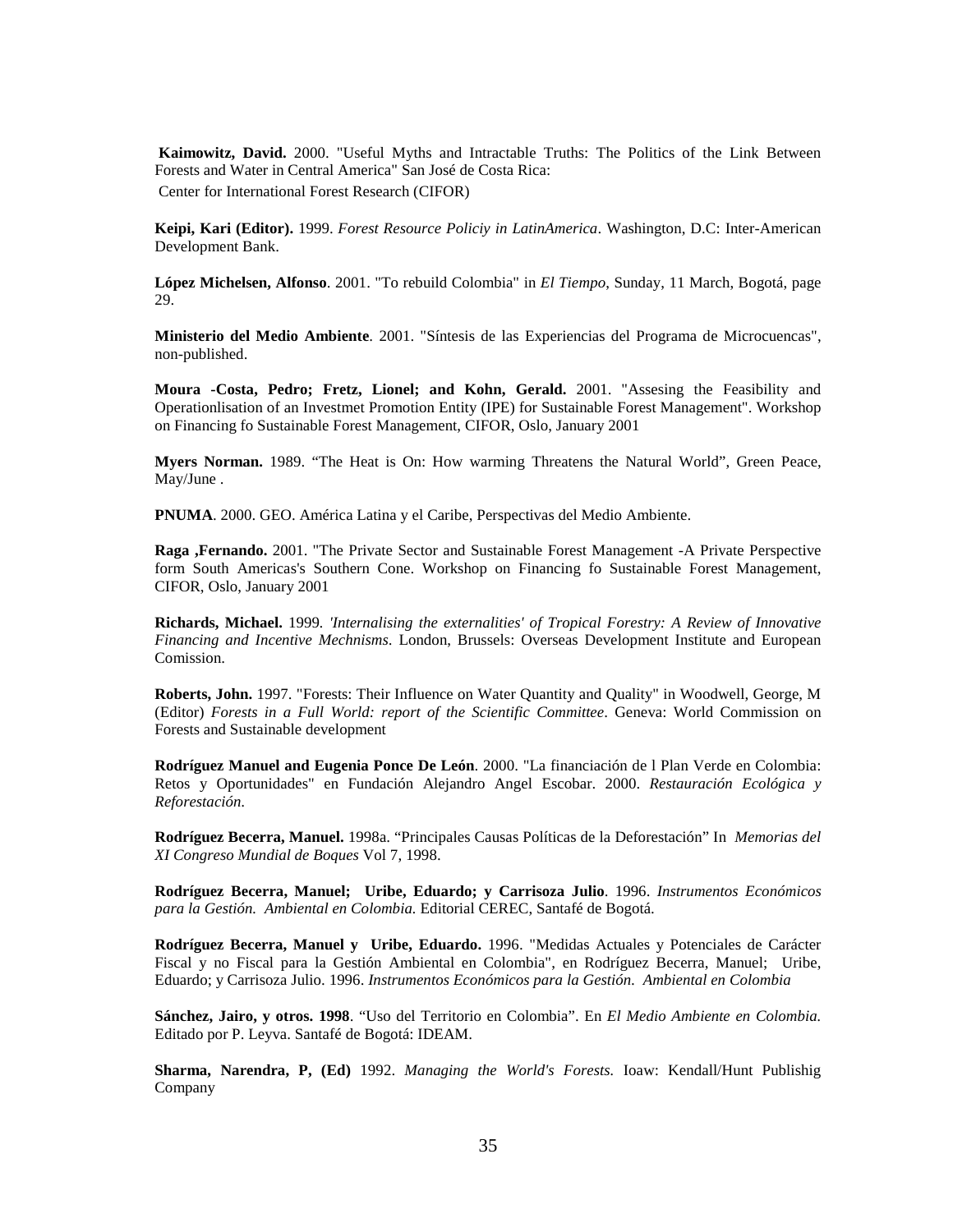**Kaimowitz, David.** 2000. "Useful Myths and Intractable Truths: The Politics of the Link Between Forests and Water in Central America" San José de Costa Rica:
Center for International Forest Research (CIFOR)

**Keipi, Kari (Editor).** 1999. *Forest Resource Policiy in LatinAmerica*. Washington, D.C: Inter-American Development Bank.

**López Michelsen, Alfonso**. 2001. "To rebuild Colombia" in *El Tiempo*, Sunday, 11 March, Bogotá, page 29.

**Ministerio del Medio Ambiente**. 2001. "Síntesis de las Experiencias del Programa de Microcuencas", non-published.

**Moura -Costa, Pedro; Fretz, Lionel; and Kohn, Gerald.** 2001. "Assesing the Feasibility and Operationlisation of an Investmet Promotion Entity (IPE) for Sustainable Forest Management". Workshop on Financing fo Sustainable Forest Management, CIFOR, Oslo, January 2001

**Myers Norman.** 1989. "The Heat is On: How warming Threatens the Natural World", Green Peace, May/June .

**PNUMA**. 2000. GEO. América Latina y el Caribe, Perspectivas del Medio Ambiente.

**Raga ,Fernando.** 2001. "The Private Sector and Sustainable Forest Management -A Private Perspective form South Americas's Southern Cone. Workshop on Financing fo Sustainable Forest Management, CIFOR, Oslo, January 2001

**Richards, Michael.** 1999. *'Internalising the externalities' of Tropical Forestry: A Review of Innovative Financing and Incentive Mechnisms*. London, Brussels: Overseas Development Institute and European Comission.

**Roberts, John.** 1997. "Forests: Their Influence on Water Quantity and Quality" in Woodwell, George, M (Editor) *Forests in a Full World: report of the Scientific Committee*. Geneva: World Commission on Forests and Sustainable development

**Rodríguez Manuel and Eugenia Ponce De León**. 2000. "La financiación de l Plan Verde en Colombia: Retos y Oportunidades" en Fundación Alejandro Angel Escobar. 2000. *Restauración Ecológica y Reforestación.*

**Rodríguez Becerra, Manuel.** 1998a. "Principales Causas Políticas de la Deforestación" In *Memorias del XI Congreso Mundial de Boques* Vol 7, 1998.

**Rodríguez Becerra, Manuel; Uribe, Eduardo; y Carrisoza Julio**. 1996. *Instrumentos Económicos para la Gestión. Ambiental en Colombia.* Editorial CEREC, Santafé de Bogotá.

**Rodríguez Becerra, Manuel y Uribe, Eduardo.** 1996. "Medidas Actuales y Potenciales de Carácter Fiscal y no Fiscal para la Gestión Ambiental en Colombia", en Rodríguez Becerra, Manuel; Uribe, Eduardo; y Carrisoza Julio. 1996. *Instrumentos Económicos para la Gestión. Ambiental en Colombia*

**Sánchez, Jairo, y otros. 1998**. "Uso del Territorio en Colombia". En *El Medio Ambiente en Colombia.* Editado por P. Leyva. Santafé de Bogotá: IDEAM.

**Sharma, Narendra, P, (Ed)** 1992. *Managing the World's Forests.* Ioaw: Kendall/Hunt Publishig Company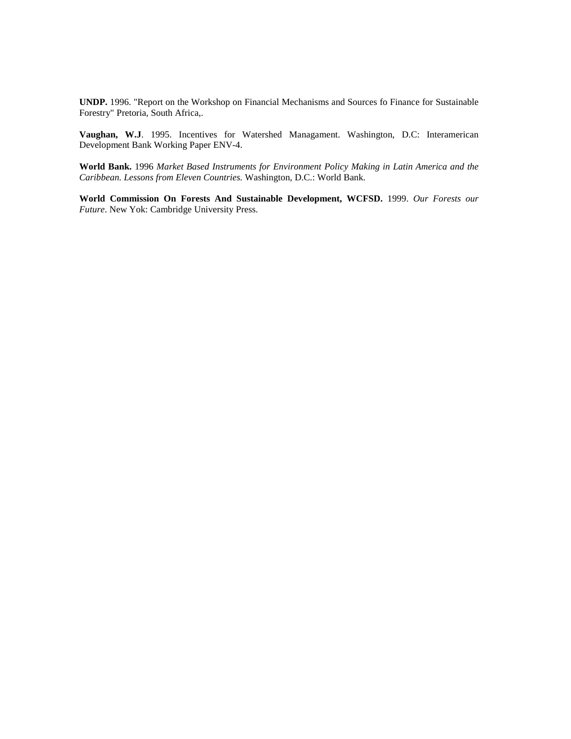**UNDP.** 1996. "Report on the Workshop on Financial Mechanisms and Sources fo Finance for Sustainable Forestry" Pretoria, South Africa,.

**Vaughan, W.J**. 1995. Incentives for Watershed Managament. Washington, D.C: Interamerican Development Bank Working Paper ENV-4.

**World Bank.** 1996 *Market Based Instruments for Environment Policy Making in Latin America and the Caribbean. Lessons from Eleven Countries.* Washington, D.C.: World Bank.

**World Commission On Forests And Sustainable Development, WCFSD.** 1999. *Our Forests our Future*. New Yok: Cambridge University Press.